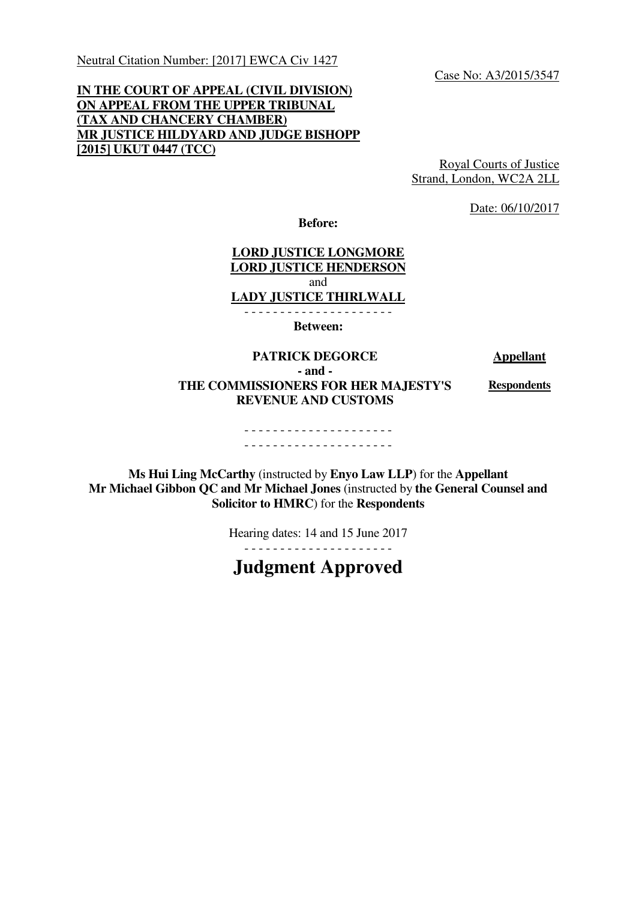Neutral Citation Number: [2017] EWCA Civ 1427

Case No: A3/2015/3547

**IN THE COURT OF APPEAL (CIVIL DIVISION)**
**ON APPEAL FROM THE UPPER TRIBUNAL**
**(TAX AND CHANCERY CHAMBER)**
**MR JUSTICE HILDYARD AND JUDGE BISHOPP**
**[2015] UKUT 0447 (TCC)**

Royal Courts of Justice
Strand, London, WC2A 2LL

Date: 06/10/2017

**Before:**

**LORD JUSTICE LONGMORE**
**LORD JUSTICE HENDERSON**
and
**LADY JUSTICE THIRLWALL**

- - - - - - - - - - - - - - - - - - - - -

**Between:**

| | |
|---|---|
| **PATRICK DEGORCE** | **Appellant** |
| **- and -** | |
| **THE COMMISSIONERS FOR HER MAJESTY'S REVENUE AND CUSTOMS** | **Respondents** |

- - - - - - - - - - - - - - - - - - - - -
- - - - - - - - - - - - - - - - - - - - -

**Ms Hui Ling McCarthy** (instructed by **Enyo Law LLP**) for the **Appellant**
**Mr Michael Gibbon QC and Mr Michael Jones** (instructed by **the General Counsel and Solicitor to HMRC**) for the **Respondents**

Hearing dates: 14 and 15 June 2017

- - - - - - - - - - - - - - - - - - - - -

# Judgment Approved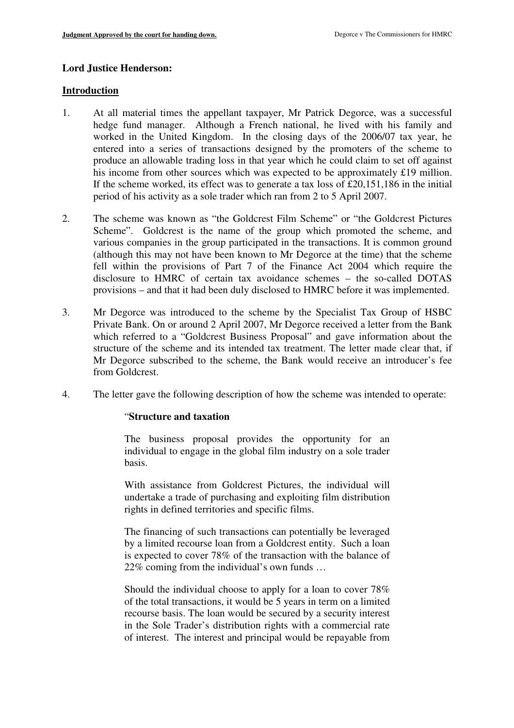**Lord Justice Henderson:**

**Introduction**

1. At all material times the appellant taxpayer, Mr Patrick Degorce, was a successful hedge fund manager. Although a French national, he lived with his family and worked in the United Kingdom. In the closing days of the 2006/07 tax year, he entered into a series of transactions designed by the promoters of the scheme to produce an allowable trading loss in that year which he could claim to set off against his income from other sources which was expected to be approximately £19 million. If the scheme worked, its effect was to generate a tax loss of £20,151,186 in the initial period of his activity as a sole trader which ran from 2 to 5 April 2007.

2. The scheme was known as "the Goldcrest Film Scheme" or "the Goldcrest Pictures Scheme". Goldcrest is the name of the group which promoted the scheme, and various companies in the group participated in the transactions. It is common ground (although this may not have been known to Mr Degorce at the time) that the scheme fell within the provisions of Part 7 of the Finance Act 2004 which require the disclosure to HMRC of certain tax avoidance schemes – the so-called DOTAS provisions – and that it had been duly disclosed to HMRC before it was implemented.

3. Mr Degorce was introduced to the scheme by the Specialist Tax Group of HSBC Private Bank. On or around 2 April 2007, Mr Degorce received a letter from the Bank which referred to a "Goldcrest Business Proposal" and gave information about the structure of the scheme and its intended tax treatment. The letter made clear that, if Mr Degorce subscribed to the scheme, the Bank would receive an introducer's fee from Goldcrest.

4. The letter gave the following description of how the scheme was intended to operate:

> "**Structure and taxation**
>
> The business proposal provides the opportunity for an individual to engage in the global film industry on a sole trader basis.
>
> With assistance from Goldcrest Pictures, the individual will undertake a trade of purchasing and exploiting film distribution rights in defined territories and specific films.
>
> The financing of such transactions can potentially be leveraged by a limited recourse loan from a Goldcrest entity. Such a loan is expected to cover 78% of the transaction with the balance of 22% coming from the individual's own funds …
>
> Should the individual choose to apply for a loan to cover 78% of the total transactions, it would be 5 years in term on a limited recourse basis. The loan would be secured by a security interest in the Sole Trader's distribution rights with a commercial rate of interest. The interest and principal would be repayable from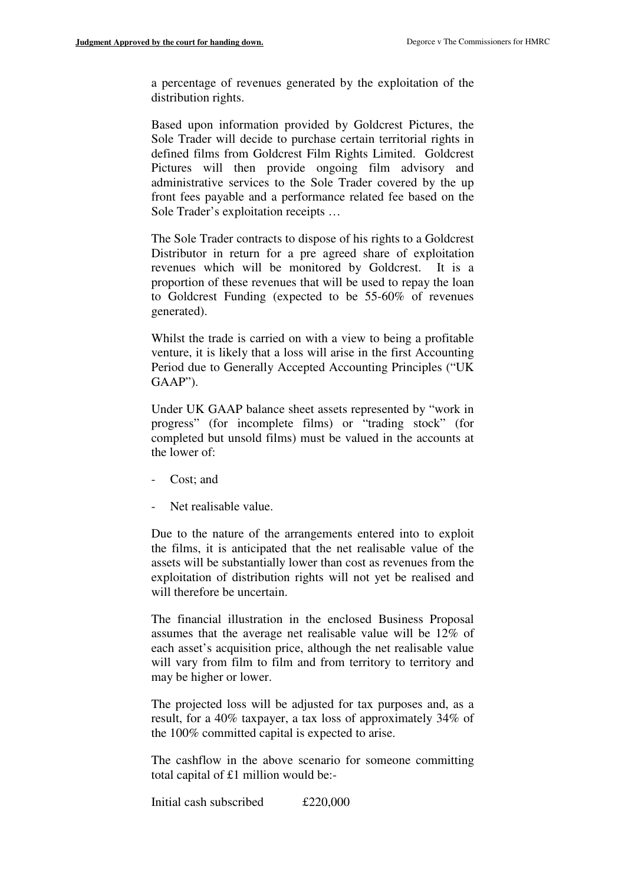a percentage of revenues generated by the exploitation of the distribution rights.

Based upon information provided by Goldcrest Pictures, the Sole Trader will decide to purchase certain territorial rights in defined films from Goldcrest Film Rights Limited. Goldcrest Pictures will then provide ongoing film advisory and administrative services to the Sole Trader covered by the up front fees payable and a performance related fee based on the Sole Trader's exploitation receipts …

The Sole Trader contracts to dispose of his rights to a Goldcrest Distributor in return for a pre agreed share of exploitation revenues which will be monitored by Goldcrest. It is a proportion of these revenues that will be used to repay the loan to Goldcrest Funding (expected to be 55-60% of revenues generated).

Whilst the trade is carried on with a view to being a profitable venture, it is likely that a loss will arise in the first Accounting Period due to Generally Accepted Accounting Principles ("UK GAAP").

Under UK GAAP balance sheet assets represented by "work in progress" (for incomplete films) or "trading stock" (for completed but unsold films) must be valued in the accounts at the lower of:

- Cost; and
- Net realisable value.

Due to the nature of the arrangements entered into to exploit the films, it is anticipated that the net realisable value of the assets will be substantially lower than cost as revenues from the exploitation of distribution rights will not yet be realised and will therefore be uncertain.

The financial illustration in the enclosed Business Proposal assumes that the average net realisable value will be 12% of each asset's acquisition price, although the net realisable value will vary from film to film and from territory to territory and may be higher or lower.

The projected loss will be adjusted for tax purposes and, as a result, for a 40% taxpayer, a tax loss of approximately 34% of the 100% committed capital is expected to arise.

The cashflow in the above scenario for someone committing total capital of £1 million would be:-

Initial cash subscribed £220,000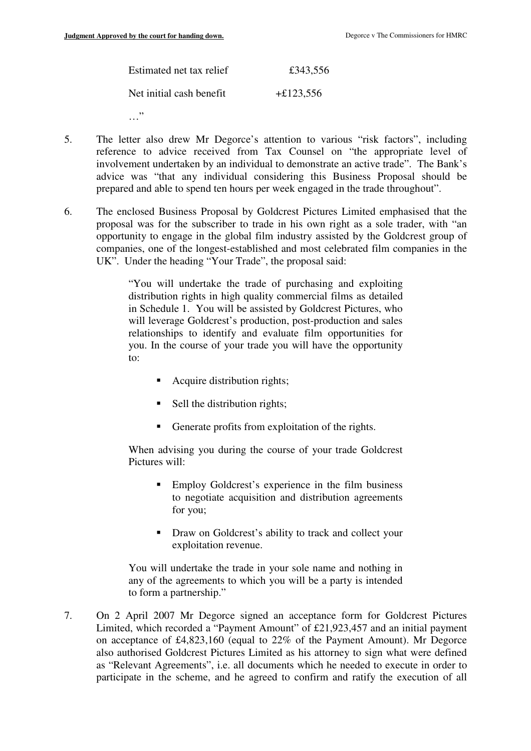Estimated net tax relief £343,556

Net initial cash benefit +£123,556

…"

5. The letter also drew Mr Degorce's attention to various "risk factors", including reference to advice received from Tax Counsel on "the appropriate level of involvement undertaken by an individual to demonstrate an active trade". The Bank's advice was "that any individual considering this Business Proposal should be prepared and able to spend ten hours per week engaged in the trade throughout".

6. The enclosed Business Proposal by Goldcrest Pictures Limited emphasised that the proposal was for the subscriber to trade in his own right as a sole trader, with "an opportunity to engage in the global film industry assisted by the Goldcrest group of companies, one of the longest-established and most celebrated film companies in the UK". Under the heading "Your Trade", the proposal said:

> "You will undertake the trade of purchasing and exploiting distribution rights in high quality commercial films as detailed in Schedule 1. You will be assisted by Goldcrest Pictures, who will leverage Goldcrest's production, post-production and sales relationships to identify and evaluate film opportunities for you. In the course of your trade you will have the opportunity to:
>
> - Acquire distribution rights;
> - Sell the distribution rights;
> - Generate profits from exploitation of the rights.
>
> When advising you during the course of your trade Goldcrest Pictures will:
>
> - Employ Goldcrest's experience in the film business to negotiate acquisition and distribution agreements for you;
> - Draw on Goldcrest's ability to track and collect your exploitation revenue.
>
> You will undertake the trade in your sole name and nothing in any of the agreements to which you will be a party is intended to form a partnership."

7. On 2 April 2007 Mr Degorce signed an acceptance form for Goldcrest Pictures Limited, which recorded a "Payment Amount" of £21,923,457 and an initial payment on acceptance of £4,823,160 (equal to 22% of the Payment Amount). Mr Degorce also authorised Goldcrest Pictures Limited as his attorney to sign what were defined as "Relevant Agreements", i.e. all documents which he needed to execute in order to participate in the scheme, and he agreed to confirm and ratify the execution of all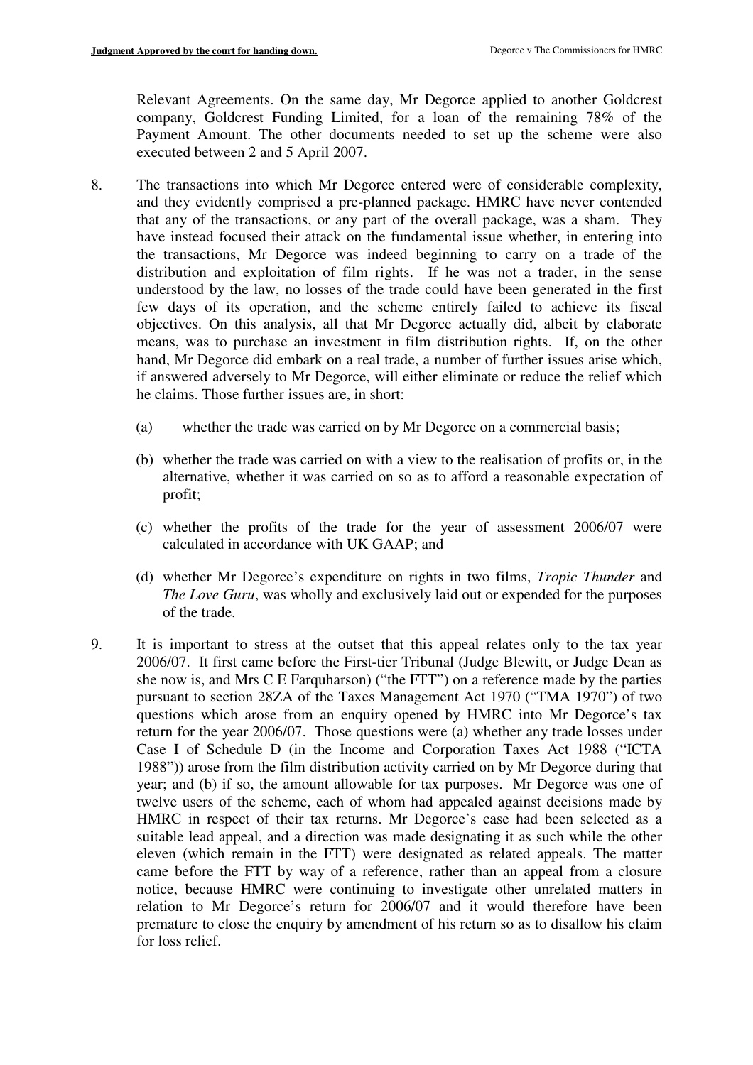Relevant Agreements. On the same day, Mr Degorce applied to another Goldcrest company, Goldcrest Funding Limited, for a loan of the remaining 78% of the Payment Amount. The other documents needed to set up the scheme were also executed between 2 and 5 April 2007.

8. The transactions into which Mr Degorce entered were of considerable complexity, and they evidently comprised a pre-planned package. HMRC have never contended that any of the transactions, or any part of the overall package, was a sham. They have instead focused their attack on the fundamental issue whether, in entering into the transactions, Mr Degorce was indeed beginning to carry on a trade of the distribution and exploitation of film rights. If he was not a trader, in the sense understood by the law, no losses of the trade could have been generated in the first few days of its operation, and the scheme entirely failed to achieve its fiscal objectives. On this analysis, all that Mr Degorce actually did, albeit by elaborate means, was to purchase an investment in film distribution rights. If, on the other hand, Mr Degorce did embark on a real trade, a number of further issues arise which, if answered adversely to Mr Degorce, will either eliminate or reduce the relief which he claims. Those further issues are, in short:

   (a) whether the trade was carried on by Mr Degorce on a commercial basis;

   (b) whether the trade was carried on with a view to the realisation of profits or, in the alternative, whether it was carried on so as to afford a reasonable expectation of profit;

   (c) whether the profits of the trade for the year of assessment 2006/07 were calculated in accordance with UK GAAP; and

   (d) whether Mr Degorce's expenditure on rights in two films, *Tropic Thunder* and *The Love Guru*, was wholly and exclusively laid out or expended for the purposes of the trade.

9. It is important to stress at the outset that this appeal relates only to the tax year 2006/07. It first came before the First-tier Tribunal (Judge Blewitt, or Judge Dean as she now is, and Mrs C E Farquharson) ("the FTT") on a reference made by the parties pursuant to section 28ZA of the Taxes Management Act 1970 ("TMA 1970") of two questions which arose from an enquiry opened by HMRC into Mr Degorce's tax return for the year 2006/07. Those questions were (a) whether any trade losses under Case I of Schedule D (in the Income and Corporation Taxes Act 1988 ("ICTA 1988")) arose from the film distribution activity carried on by Mr Degorce during that year; and (b) if so, the amount allowable for tax purposes. Mr Degorce was one of twelve users of the scheme, each of whom had appealed against decisions made by HMRC in respect of their tax returns. Mr Degorce's case had been selected as a suitable lead appeal, and a direction was made designating it as such while the other eleven (which remain in the FTT) were designated as related appeals. The matter came before the FTT by way of a reference, rather than an appeal from a closure notice, because HMRC were continuing to investigate other unrelated matters in relation to Mr Degorce's return for 2006/07 and it would therefore have been premature to close the enquiry by amendment of his return so as to disallow his claim for loss relief.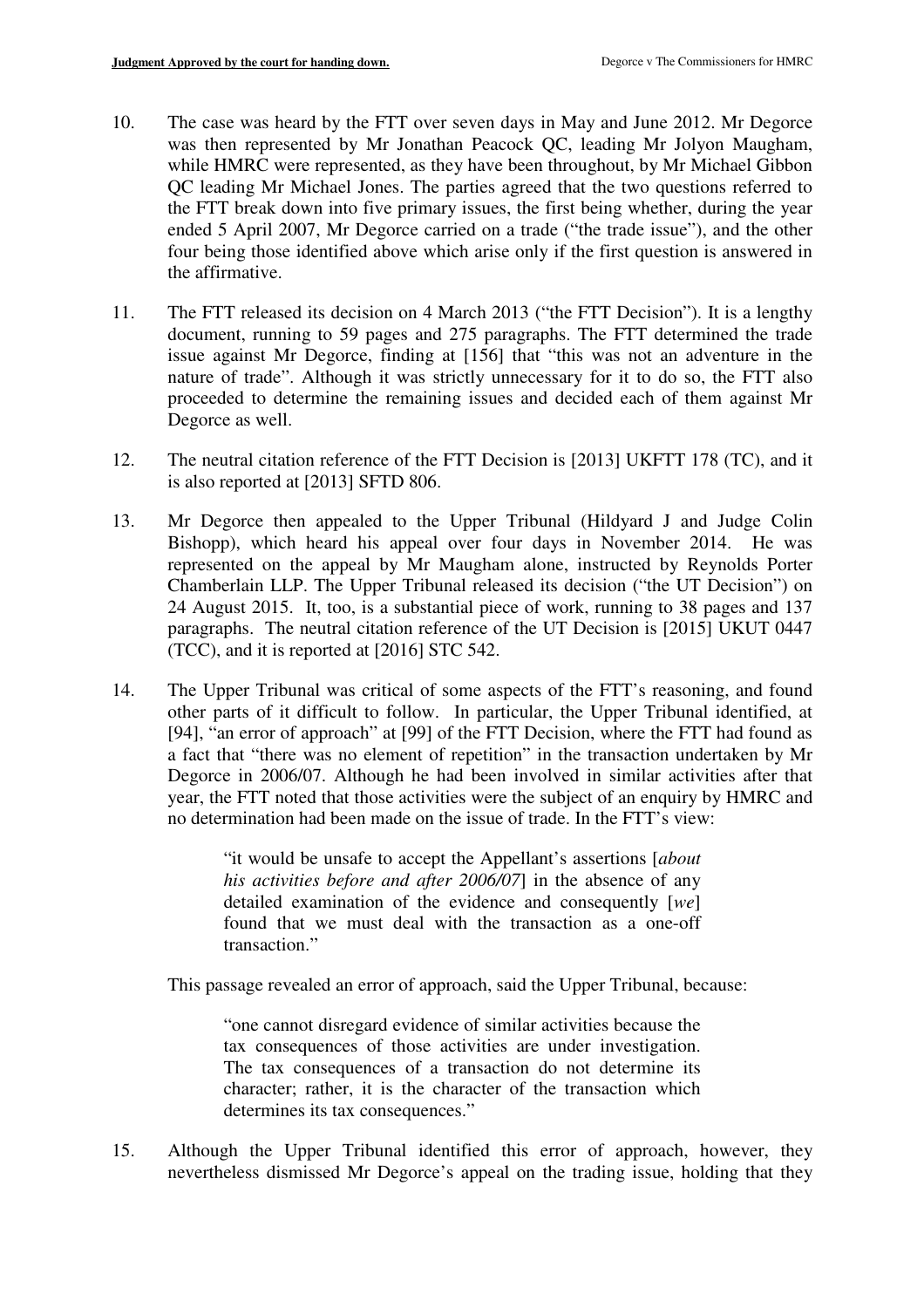10. The case was heard by the FTT over seven days in May and June 2012. Mr Degorce was then represented by Mr Jonathan Peacock QC, leading Mr Jolyon Maugham, while HMRC were represented, as they have been throughout, by Mr Michael Gibbon QC leading Mr Michael Jones. The parties agreed that the two questions referred to the FTT break down into five primary issues, the first being whether, during the year ended 5 April 2007, Mr Degorce carried on a trade ("the trade issue"), and the other four being those identified above which arise only if the first question is answered in the affirmative.

11. The FTT released its decision on 4 March 2013 ("the FTT Decision"). It is a lengthy document, running to 59 pages and 275 paragraphs. The FTT determined the trade issue against Mr Degorce, finding at [156] that "this was not an adventure in the nature of trade". Although it was strictly unnecessary for it to do so, the FTT also proceeded to determine the remaining issues and decided each of them against Mr Degorce as well.

12. The neutral citation reference of the FTT Decision is [2013] UKFTT 178 (TC), and it is also reported at [2013] SFTD 806.

13. Mr Degorce then appealed to the Upper Tribunal (Hildyard J and Judge Colin Bishopp), which heard his appeal over four days in November 2014. He was represented on the appeal by Mr Maugham alone, instructed by Reynolds Porter Chamberlain LLP. The Upper Tribunal released its decision ("the UT Decision") on 24 August 2015. It, too, is a substantial piece of work, running to 38 pages and 137 paragraphs. The neutral citation reference of the UT Decision is [2015] UKUT 0447 (TCC), and it is reported at [2016] STC 542.

14. The Upper Tribunal was critical of some aspects of the FTT's reasoning, and found other parts of it difficult to follow. In particular, the Upper Tribunal identified, at [94], "an error of approach" at [99] of the FTT Decision, where the FTT had found as a fact that "there was no element of repetition" in the transaction undertaken by Mr Degorce in 2006/07. Although he had been involved in similar activities after that year, the FTT noted that those activities were the subject of an enquiry by HMRC and no determination had been made on the issue of trade. In the FTT's view:

> "it would be unsafe to accept the Appellant's assertions [*about his activities before and after 2006/07*] in the absence of any detailed examination of the evidence and consequently [*we*] found that we must deal with the transaction as a one-off transaction."

This passage revealed an error of approach, said the Upper Tribunal, because:

> "one cannot disregard evidence of similar activities because the tax consequences of those activities are under investigation. The tax consequences of a transaction do not determine its character; rather, it is the character of the transaction which determines its tax consequences."

15. Although the Upper Tribunal identified this error of approach, however, they nevertheless dismissed Mr Degorce's appeal on the trading issue, holding that they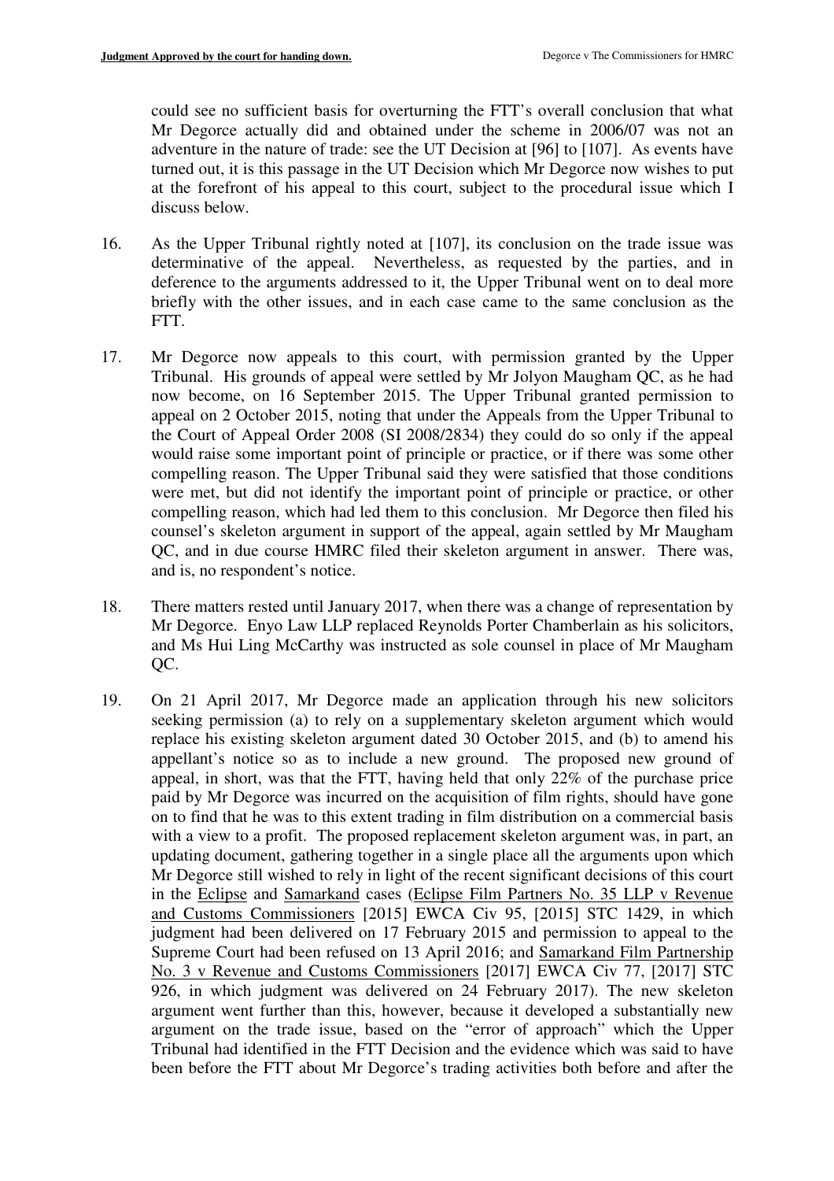could see no sufficient basis for overturning the FTT's overall conclusion that what Mr Degorce actually did and obtained under the scheme in 2006/07 was not an adventure in the nature of trade: see the UT Decision at [96] to [107]. As events have turned out, it is this passage in the UT Decision which Mr Degorce now wishes to put at the forefront of his appeal to this court, subject to the procedural issue which I discuss below.

16. As the Upper Tribunal rightly noted at [107], its conclusion on the trade issue was determinative of the appeal. Nevertheless, as requested by the parties, and in deference to the arguments addressed to it, the Upper Tribunal went on to deal more briefly with the other issues, and in each case came to the same conclusion as the FTT.

17. Mr Degorce now appeals to this court, with permission granted by the Upper Tribunal. His grounds of appeal were settled by Mr Jolyon Maugham QC, as he had now become, on 16 September 2015. The Upper Tribunal granted permission to appeal on 2 October 2015, noting that under the Appeals from the Upper Tribunal to the Court of Appeal Order 2008 (SI 2008/2834) they could do so only if the appeal would raise some important point of principle or practice, or if there was some other compelling reason. The Upper Tribunal said they were satisfied that those conditions were met, but did not identify the important point of principle or practice, or other compelling reason, which had led them to this conclusion. Mr Degorce then filed his counsel's skeleton argument in support of the appeal, again settled by Mr Maugham QC, and in due course HMRC filed their skeleton argument in answer. There was, and is, no respondent's notice.

18. There matters rested until January 2017, when there was a change of representation by Mr Degorce. Enyo Law LLP replaced Reynolds Porter Chamberlain as his solicitors, and Ms Hui Ling McCarthy was instructed as sole counsel in place of Mr Maugham QC.

19. On 21 April 2017, Mr Degorce made an application through his new solicitors seeking permission (a) to rely on a supplementary skeleton argument which would replace his existing skeleton argument dated 30 October 2015, and (b) to amend his appellant's notice so as to include a new ground. The proposed new ground of appeal, in short, was that the FTT, having held that only 22% of the purchase price paid by Mr Degorce was incurred on the acquisition of film rights, should have gone on to find that he was to this extent trading in film distribution on a commercial basis with a view to a profit. The proposed replacement skeleton argument was, in part, an updating document, gathering together in a single place all the arguments upon which Mr Degorce still wished to rely in light of the recent significant decisions of this court in the Eclipse and Samarkand cases (Eclipse Film Partners No. 35 LLP v Revenue and Customs Commissioners [2015] EWCA Civ 95, [2015] STC 1429, in which judgment had been delivered on 17 February 2015 and permission to appeal to the Supreme Court had been refused on 13 April 2016; and Samarkand Film Partnership No. 3 v Revenue and Customs Commissioners [2017] EWCA Civ 77, [2017] STC 926, in which judgment was delivered on 24 February 2017). The new skeleton argument went further than this, however, because it developed a substantially new argument on the trade issue, based on the "error of approach" which the Upper Tribunal had identified in the FTT Decision and the evidence which was said to have been before the FTT about Mr Degorce's trading activities both before and after the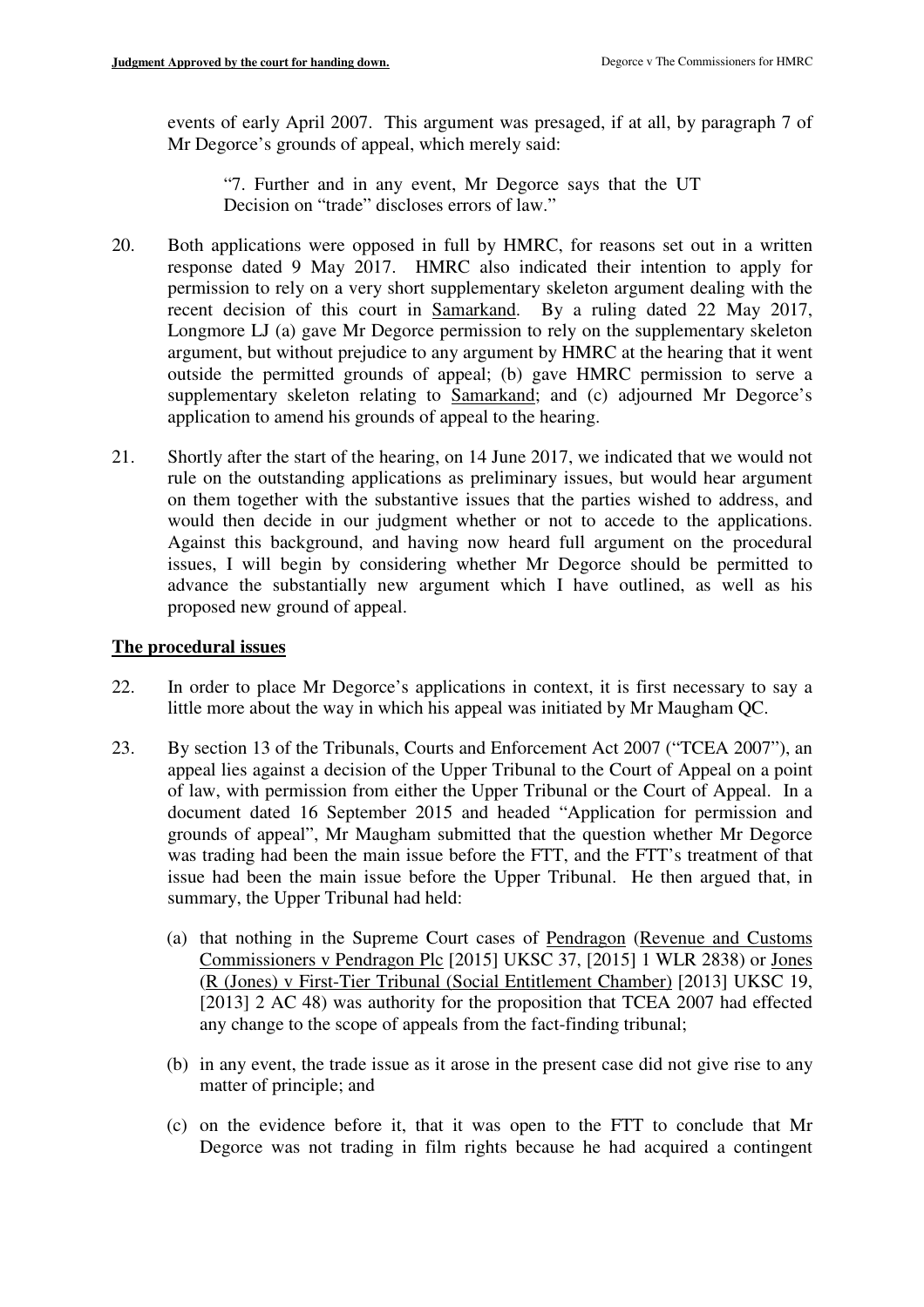events of early April 2007. This argument was presaged, if at all, by paragraph 7 of Mr Degorce's grounds of appeal, which merely said:

> "7. Further and in any event, Mr Degorce says that the UT Decision on "trade" discloses errors of law."

20. Both applications were opposed in full by HMRC, for reasons set out in a written response dated 9 May 2017. HMRC also indicated their intention to apply for permission to rely on a very short supplementary skeleton argument dealing with the recent decision of this court in Samarkand. By a ruling dated 22 May 2017, Longmore LJ (a) gave Mr Degorce permission to rely on the supplementary skeleton argument, but without prejudice to any argument by HMRC at the hearing that it went outside the permitted grounds of appeal; (b) gave HMRC permission to serve a supplementary skeleton relating to Samarkand; and (c) adjourned Mr Degorce's application to amend his grounds of appeal to the hearing.

21. Shortly after the start of the hearing, on 14 June 2017, we indicated that we would not rule on the outstanding applications as preliminary issues, but would hear argument on them together with the substantive issues that the parties wished to address, and would then decide in our judgment whether or not to accede to the applications. Against this background, and having now heard full argument on the procedural issues, I will begin by considering whether Mr Degorce should be permitted to advance the substantially new argument which I have outlined, as well as his proposed new ground of appeal.

## The procedural issues

22. In order to place Mr Degorce's applications in context, it is first necessary to say a little more about the way in which his appeal was initiated by Mr Maugham QC.

23. By section 13 of the Tribunals, Courts and Enforcement Act 2007 ("TCEA 2007"), an appeal lies against a decision of the Upper Tribunal to the Court of Appeal on a point of law, with permission from either the Upper Tribunal or the Court of Appeal. In a document dated 16 September 2015 and headed "Application for permission and grounds of appeal", Mr Maugham submitted that the question whether Mr Degorce was trading had been the main issue before the FTT, and the FTT's treatment of that issue had been the main issue before the Upper Tribunal. He then argued that, in summary, the Upper Tribunal had held:

    (a) that nothing in the Supreme Court cases of Pendragon (Revenue and Customs Commissioners v Pendragon Plc [2015] UKSC 37, [2015] 1 WLR 2838) or Jones (R (Jones) v First-Tier Tribunal (Social Entitlement Chamber) [2013] UKSC 19, [2013] 2 AC 48) was authority for the proposition that TCEA 2007 had effected any change to the scope of appeals from the fact-finding tribunal;

    (b) in any event, the trade issue as it arose in the present case did not give rise to any matter of principle; and

    (c) on the evidence before it, that it was open to the FTT to conclude that Mr Degorce was not trading in film rights because he had acquired a contingent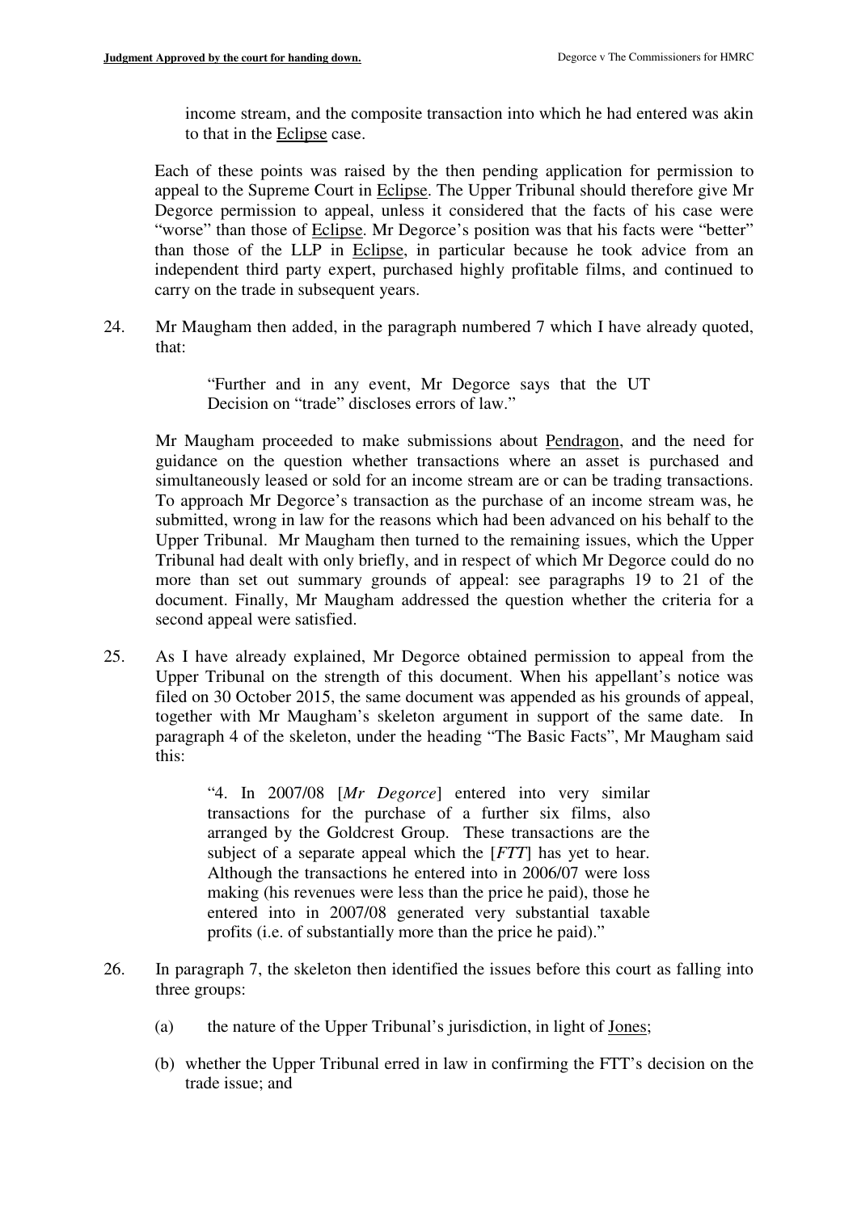income stream, and the composite transaction into which he had entered was akin to that in the Eclipse case.

Each of these points was raised by the then pending application for permission to appeal to the Supreme Court in Eclipse. The Upper Tribunal should therefore give Mr Degorce permission to appeal, unless it considered that the facts of his case were "worse" than those of Eclipse. Mr Degorce's position was that his facts were "better" than those of the LLP in Eclipse, in particular because he took advice from an independent third party expert, purchased highly profitable films, and continued to carry on the trade in subsequent years.

24. Mr Maugham then added, in the paragraph numbered 7 which I have already quoted, that:

> "Further and in any event, Mr Degorce says that the UT Decision on "trade" discloses errors of law."

Mr Maugham proceeded to make submissions about Pendragon, and the need for guidance on the question whether transactions where an asset is purchased and simultaneously leased or sold for an income stream are or can be trading transactions. To approach Mr Degorce's transaction as the purchase of an income stream was, he submitted, wrong in law for the reasons which had been advanced on his behalf to the Upper Tribunal. Mr Maugham then turned to the remaining issues, which the Upper Tribunal had dealt with only briefly, and in respect of which Mr Degorce could do no more than set out summary grounds of appeal: see paragraphs 19 to 21 of the document. Finally, Mr Maugham addressed the question whether the criteria for a second appeal were satisfied.

25. As I have already explained, Mr Degorce obtained permission to appeal from the Upper Tribunal on the strength of this document. When his appellant's notice was filed on 30 October 2015, the same document was appended as his grounds of appeal, together with Mr Maugham's skeleton argument in support of the same date. In paragraph 4 of the skeleton, under the heading "The Basic Facts", Mr Maugham said this:

> "4. In 2007/08 [*Mr Degorce*] entered into very similar transactions for the purchase of a further six films, also arranged by the Goldcrest Group. These transactions are the subject of a separate appeal which the [*FTT*] has yet to hear. Although the transactions he entered into in 2006/07 were loss making (his revenues were less than the price he paid), those he entered into in 2007/08 generated very substantial taxable profits (i.e. of substantially more than the price he paid)."

26. In paragraph 7, the skeleton then identified the issues before this court as falling into three groups:

(a) the nature of the Upper Tribunal's jurisdiction, in light of Jones;

(b) whether the Upper Tribunal erred in law in confirming the FTT's decision on the trade issue; and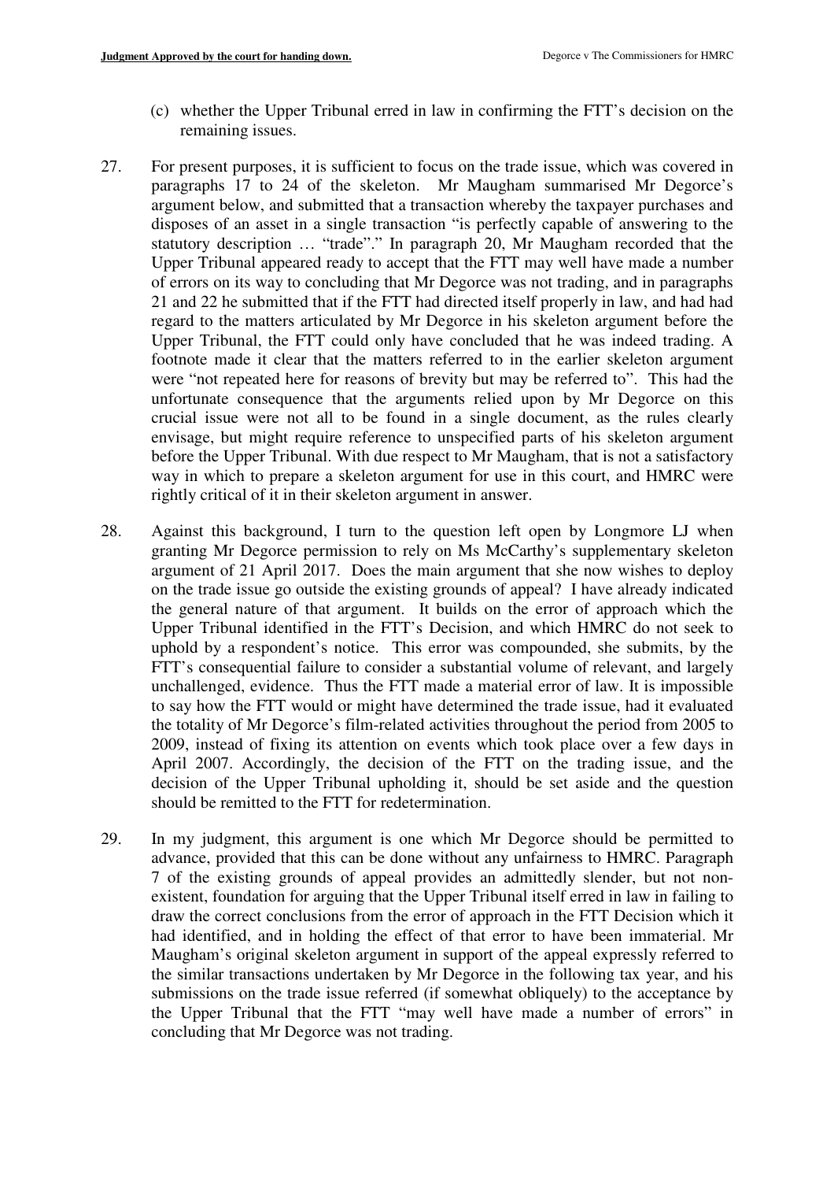(c) whether the Upper Tribunal erred in law in confirming the FTT's decision on the remaining issues.

27. For present purposes, it is sufficient to focus on the trade issue, which was covered in paragraphs 17 to 24 of the skeleton. Mr Maugham summarised Mr Degorce's argument below, and submitted that a transaction whereby the taxpayer purchases and disposes of an asset in a single transaction "is perfectly capable of answering to the statutory description … "trade"." In paragraph 20, Mr Maugham recorded that the Upper Tribunal appeared ready to accept that the FTT may well have made a number of errors on its way to concluding that Mr Degorce was not trading, and in paragraphs 21 and 22 he submitted that if the FTT had directed itself properly in law, and had had regard to the matters articulated by Mr Degorce in his skeleton argument before the Upper Tribunal, the FTT could only have concluded that he was indeed trading. A footnote made it clear that the matters referred to in the earlier skeleton argument were "not repeated here for reasons of brevity but may be referred to". This had the unfortunate consequence that the arguments relied upon by Mr Degorce on this crucial issue were not all to be found in a single document, as the rules clearly envisage, but might require reference to unspecified parts of his skeleton argument before the Upper Tribunal. With due respect to Mr Maugham, that is not a satisfactory way in which to prepare a skeleton argument for use in this court, and HMRC were rightly critical of it in their skeleton argument in answer.

28. Against this background, I turn to the question left open by Longmore LJ when granting Mr Degorce permission to rely on Ms McCarthy's supplementary skeleton argument of 21 April 2017. Does the main argument that she now wishes to deploy on the trade issue go outside the existing grounds of appeal? I have already indicated the general nature of that argument. It builds on the error of approach which the Upper Tribunal identified in the FTT's Decision, and which HMRC do not seek to uphold by a respondent's notice. This error was compounded, she submits, by the FTT's consequential failure to consider a substantial volume of relevant, and largely unchallenged, evidence. Thus the FTT made a material error of law. It is impossible to say how the FTT would or might have determined the trade issue, had it evaluated the totality of Mr Degorce's film-related activities throughout the period from 2005 to 2009, instead of fixing its attention on events which took place over a few days in April 2007. Accordingly, the decision of the FTT on the trading issue, and the decision of the Upper Tribunal upholding it, should be set aside and the question should be remitted to the FTT for redetermination.

29. In my judgment, this argument is one which Mr Degorce should be permitted to advance, provided that this can be done without any unfairness to HMRC. Paragraph 7 of the existing grounds of appeal provides an admittedly slender, but not non-existent, foundation for arguing that the Upper Tribunal itself erred in law in failing to draw the correct conclusions from the error of approach in the FTT Decision which it had identified, and in holding the effect of that error to have been immaterial. Mr Maugham's original skeleton argument in support of the appeal expressly referred to the similar transactions undertaken by Mr Degorce in the following tax year, and his submissions on the trade issue referred (if somewhat obliquely) to the acceptance by the Upper Tribunal that the FTT "may well have made a number of errors" in concluding that Mr Degorce was not trading.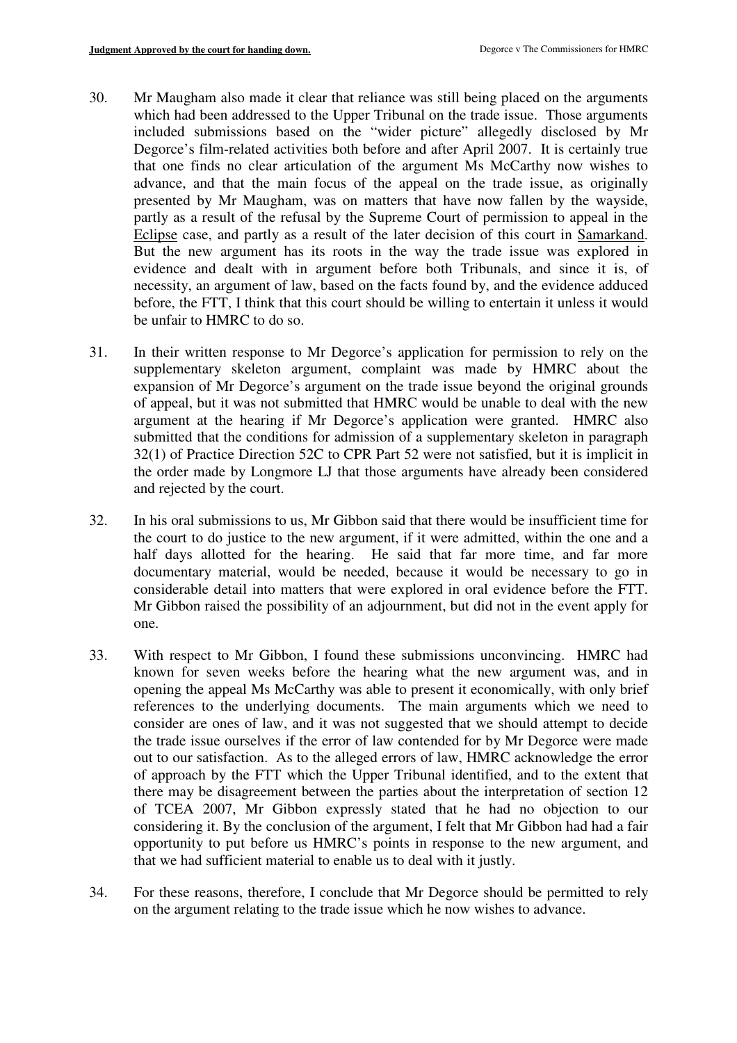30. Mr Maugham also made it clear that reliance was still being placed on the arguments which had been addressed to the Upper Tribunal on the trade issue. Those arguments included submissions based on the "wider picture" allegedly disclosed by Mr Degorce's film-related activities both before and after April 2007. It is certainly true that one finds no clear articulation of the argument Ms McCarthy now wishes to advance, and that the main focus of the appeal on the trade issue, as originally presented by Mr Maugham, was on matters that have now fallen by the wayside, partly as a result of the refusal by the Supreme Court of permission to appeal in the Eclipse case, and partly as a result of the later decision of this court in Samarkand. But the new argument has its roots in the way the trade issue was explored in evidence and dealt with in argument before both Tribunals, and since it is, of necessity, an argument of law, based on the facts found by, and the evidence adduced before, the FTT, I think that this court should be willing to entertain it unless it would be unfair to HMRC to do so.

31. In their written response to Mr Degorce's application for permission to rely on the supplementary skeleton argument, complaint was made by HMRC about the expansion of Mr Degorce's argument on the trade issue beyond the original grounds of appeal, but it was not submitted that HMRC would be unable to deal with the new argument at the hearing if Mr Degorce's application were granted. HMRC also submitted that the conditions for admission of a supplementary skeleton in paragraph 32(1) of Practice Direction 52C to CPR Part 52 were not satisfied, but it is implicit in the order made by Longmore LJ that those arguments have already been considered and rejected by the court.

32. In his oral submissions to us, Mr Gibbon said that there would be insufficient time for the court to do justice to the new argument, if it were admitted, within the one and a half days allotted for the hearing. He said that far more time, and far more documentary material, would be needed, because it would be necessary to go in considerable detail into matters that were explored in oral evidence before the FTT. Mr Gibbon raised the possibility of an adjournment, but did not in the event apply for one.

33. With respect to Mr Gibbon, I found these submissions unconvincing. HMRC had known for seven weeks before the hearing what the new argument was, and in opening the appeal Ms McCarthy was able to present it economically, with only brief references to the underlying documents. The main arguments which we need to consider are ones of law, and it was not suggested that we should attempt to decide the trade issue ourselves if the error of law contended for by Mr Degorce were made out to our satisfaction. As to the alleged errors of law, HMRC acknowledge the error of approach by the FTT which the Upper Tribunal identified, and to the extent that there may be disagreement between the parties about the interpretation of section 12 of TCEA 2007, Mr Gibbon expressly stated that he had no objection to our considering it. By the conclusion of the argument, I felt that Mr Gibbon had had a fair opportunity to put before us HMRC's points in response to the new argument, and that we had sufficient material to enable us to deal with it justly.

34. For these reasons, therefore, I conclude that Mr Degorce should be permitted to rely on the argument relating to the trade issue which he now wishes to advance.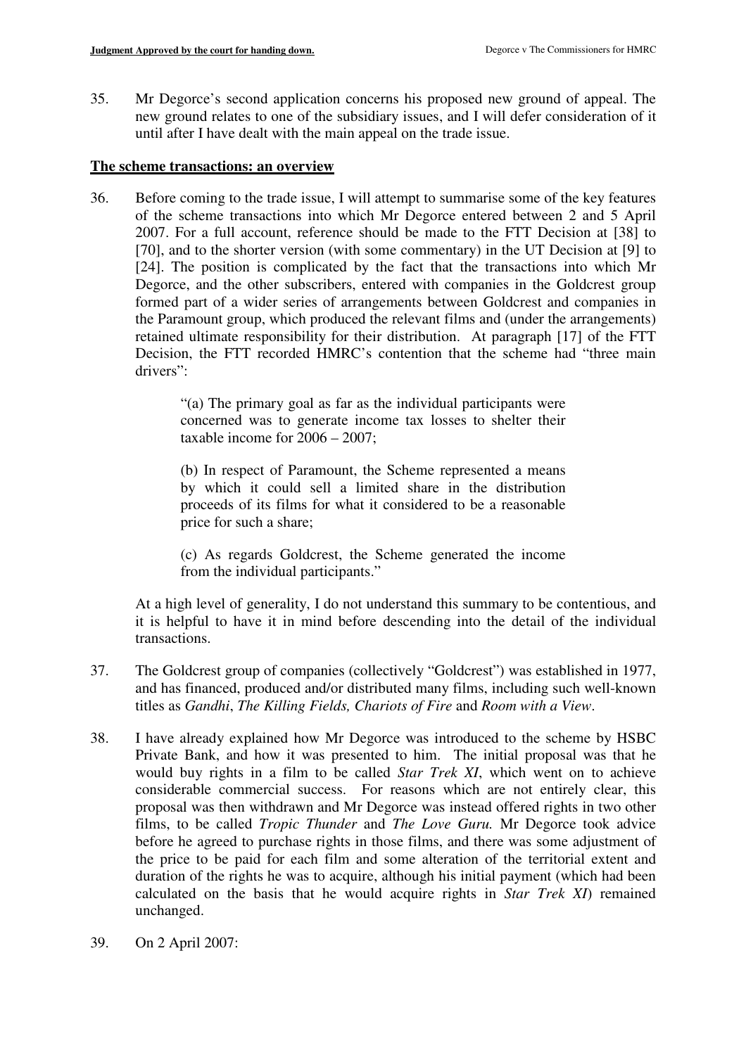35. Mr Degorce's second application concerns his proposed new ground of appeal. The new ground relates to one of the subsidiary issues, and I will defer consideration of it until after I have dealt with the main appeal on the trade issue.

## The scheme transactions: an overview

36. Before coming to the trade issue, I will attempt to summarise some of the key features of the scheme transactions into which Mr Degorce entered between 2 and 5 April 2007. For a full account, reference should be made to the FTT Decision at [38] to [70], and to the shorter version (with some commentary) in the UT Decision at [9] to [24]. The position is complicated by the fact that the transactions into which Mr Degorce, and the other subscribers, entered with companies in the Goldcrest group formed part of a wider series of arrangements between Goldcrest and companies in the Paramount group, which produced the relevant films and (under the arrangements) retained ultimate responsibility for their distribution. At paragraph [17] of the FTT Decision, the FTT recorded HMRC's contention that the scheme had "three main drivers":

> "(a) The primary goal as far as the individual participants were concerned was to generate income tax losses to shelter their taxable income for 2006 – 2007;
>
> (b) In respect of Paramount, the Scheme represented a means by which it could sell a limited share in the distribution proceeds of its films for what it considered to be a reasonable price for such a share;
>
> (c) As regards Goldcrest, the Scheme generated the income from the individual participants."

At a high level of generality, I do not understand this summary to be contentious, and it is helpful to have it in mind before descending into the detail of the individual transactions.

37. The Goldcrest group of companies (collectively "Goldcrest") was established in 1977, and has financed, produced and/or distributed many films, including such well-known titles as *Gandhi*, *The Killing Fields, Chariots of Fire* and *Room with a View*.

38. I have already explained how Mr Degorce was introduced to the scheme by HSBC Private Bank, and how it was presented to him. The initial proposal was that he would buy rights in a film to be called *Star Trek XI*, which went on to achieve considerable commercial success. For reasons which are not entirely clear, this proposal was then withdrawn and Mr Degorce was instead offered rights in two other films, to be called *Tropic Thunder* and *The Love Guru.* Mr Degorce took advice before he agreed to purchase rights in those films, and there was some adjustment of the price to be paid for each film and some alteration of the territorial extent and duration of the rights he was to acquire, although his initial payment (which had been calculated on the basis that he would acquire rights in *Star Trek XI*) remained unchanged.

39. On 2 April 2007: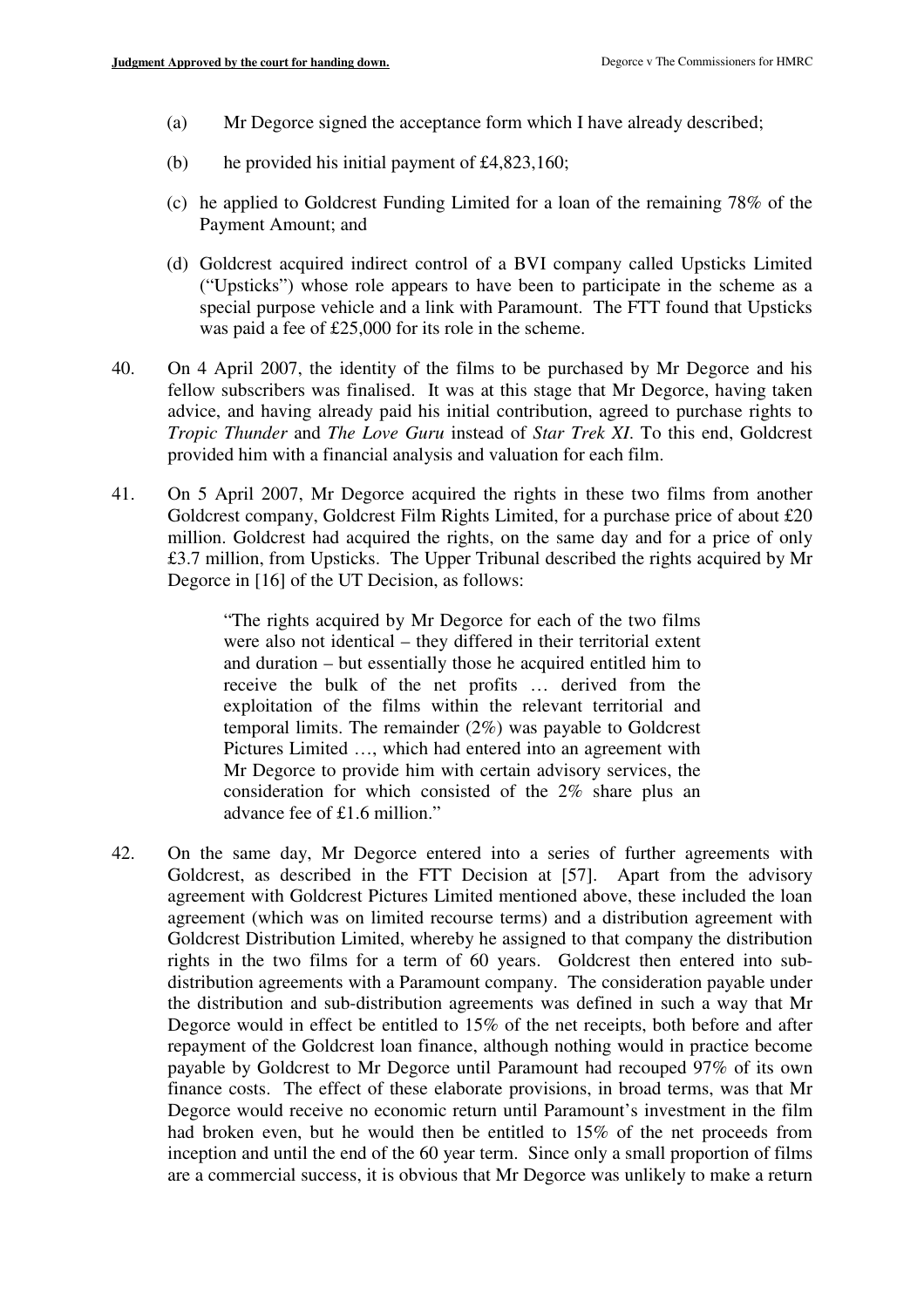(a) Mr Degorce signed the acceptance form which I have already described;

(b) he provided his initial payment of £4,823,160;

(c) he applied to Goldcrest Funding Limited for a loan of the remaining 78% of the Payment Amount; and

(d) Goldcrest acquired indirect control of a BVI company called Upsticks Limited ("Upsticks") whose role appears to have been to participate in the scheme as a special purpose vehicle and a link with Paramount. The FTT found that Upsticks was paid a fee of £25,000 for its role in the scheme.

40. On 4 April 2007, the identity of the films to be purchased by Mr Degorce and his fellow subscribers was finalised. It was at this stage that Mr Degorce, having taken advice, and having already paid his initial contribution, agreed to purchase rights to *Tropic Thunder* and *The Love Guru* instead of *Star Trek XI*. To this end, Goldcrest provided him with a financial analysis and valuation for each film.

41. On 5 April 2007, Mr Degorce acquired the rights in these two films from another Goldcrest company, Goldcrest Film Rights Limited, for a purchase price of about £20 million. Goldcrest had acquired the rights, on the same day and for a price of only £3.7 million, from Upsticks. The Upper Tribunal described the rights acquired by Mr Degorce in [16] of the UT Decision, as follows:

> "The rights acquired by Mr Degorce for each of the two films were also not identical – they differed in their territorial extent and duration – but essentially those he acquired entitled him to receive the bulk of the net profits … derived from the exploitation of the films within the relevant territorial and temporal limits. The remainder (2%) was payable to Goldcrest Pictures Limited …, which had entered into an agreement with Mr Degorce to provide him with certain advisory services, the consideration for which consisted of the 2% share plus an advance fee of £1.6 million."

42. On the same day, Mr Degorce entered into a series of further agreements with Goldcrest, as described in the FTT Decision at [57]. Apart from the advisory agreement with Goldcrest Pictures Limited mentioned above, these included the loan agreement (which was on limited recourse terms) and a distribution agreement with Goldcrest Distribution Limited, whereby he assigned to that company the distribution rights in the two films for a term of 60 years. Goldcrest then entered into sub-distribution agreements with a Paramount company. The consideration payable under the distribution and sub-distribution agreements was defined in such a way that Mr Degorce would in effect be entitled to 15% of the net receipts, both before and after repayment of the Goldcrest loan finance, although nothing would in practice become payable by Goldcrest to Mr Degorce until Paramount had recouped 97% of its own finance costs. The effect of these elaborate provisions, in broad terms, was that Mr Degorce would receive no economic return until Paramount's investment in the film had broken even, but he would then be entitled to 15% of the net proceeds from inception and until the end of the 60 year term. Since only a small proportion of films are a commercial success, it is obvious that Mr Degorce was unlikely to make a return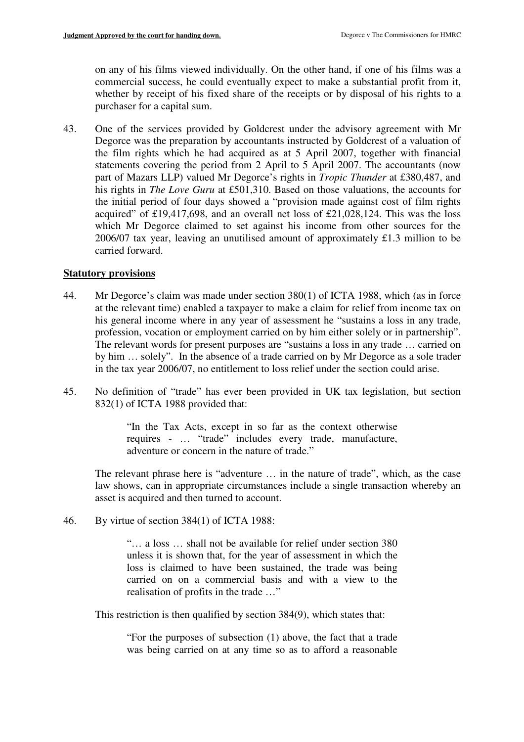on any of his films viewed individually. On the other hand, if one of his films was a commercial success, he could eventually expect to make a substantial profit from it, whether by receipt of his fixed share of the receipts or by disposal of his rights to a purchaser for a capital sum.

43. One of the services provided by Goldcrest under the advisory agreement with Mr Degorce was the preparation by accountants instructed by Goldcrest of a valuation of the film rights which he had acquired as at 5 April 2007, together with financial statements covering the period from 2 April to 5 April 2007. The accountants (now part of Mazars LLP) valued Mr Degorce's rights in *Tropic Thunder* at £380,487, and his rights in *The Love Guru* at £501,310. Based on those valuations, the accounts for the initial period of four days showed a "provision made against cost of film rights acquired" of £19,417,698, and an overall net loss of £21,028,124. This was the loss which Mr Degorce claimed to set against his income from other sources for the 2006/07 tax year, leaving an unutilised amount of approximately £1.3 million to be carried forward.

## Statutory provisions

44. Mr Degorce's claim was made under section 380(1) of ICTA 1988, which (as in force at the relevant time) enabled a taxpayer to make a claim for relief from income tax on his general income where in any year of assessment he "sustains a loss in any trade, profession, vocation or employment carried on by him either solely or in partnership". The relevant words for present purposes are "sustains a loss in any trade … carried on by him … solely". In the absence of a trade carried on by Mr Degorce as a sole trader in the tax year 2006/07, no entitlement to loss relief under the section could arise.

45. No definition of "trade" has ever been provided in UK tax legislation, but section 832(1) of ICTA 1988 provided that:

> "In the Tax Acts, except in so far as the context otherwise requires - … "trade" includes every trade, manufacture, adventure or concern in the nature of trade."

The relevant phrase here is "adventure … in the nature of trade", which, as the case law shows, can in appropriate circumstances include a single transaction whereby an asset is acquired and then turned to account.

46. By virtue of section 384(1) of ICTA 1988:

> "… a loss … shall not be available for relief under section 380 unless it is shown that, for the year of assessment in which the loss is claimed to have been sustained, the trade was being carried on on a commercial basis and with a view to the realisation of profits in the trade …"

This restriction is then qualified by section 384(9), which states that:

> "For the purposes of subsection (1) above, the fact that a trade was being carried on at any time so as to afford a reasonable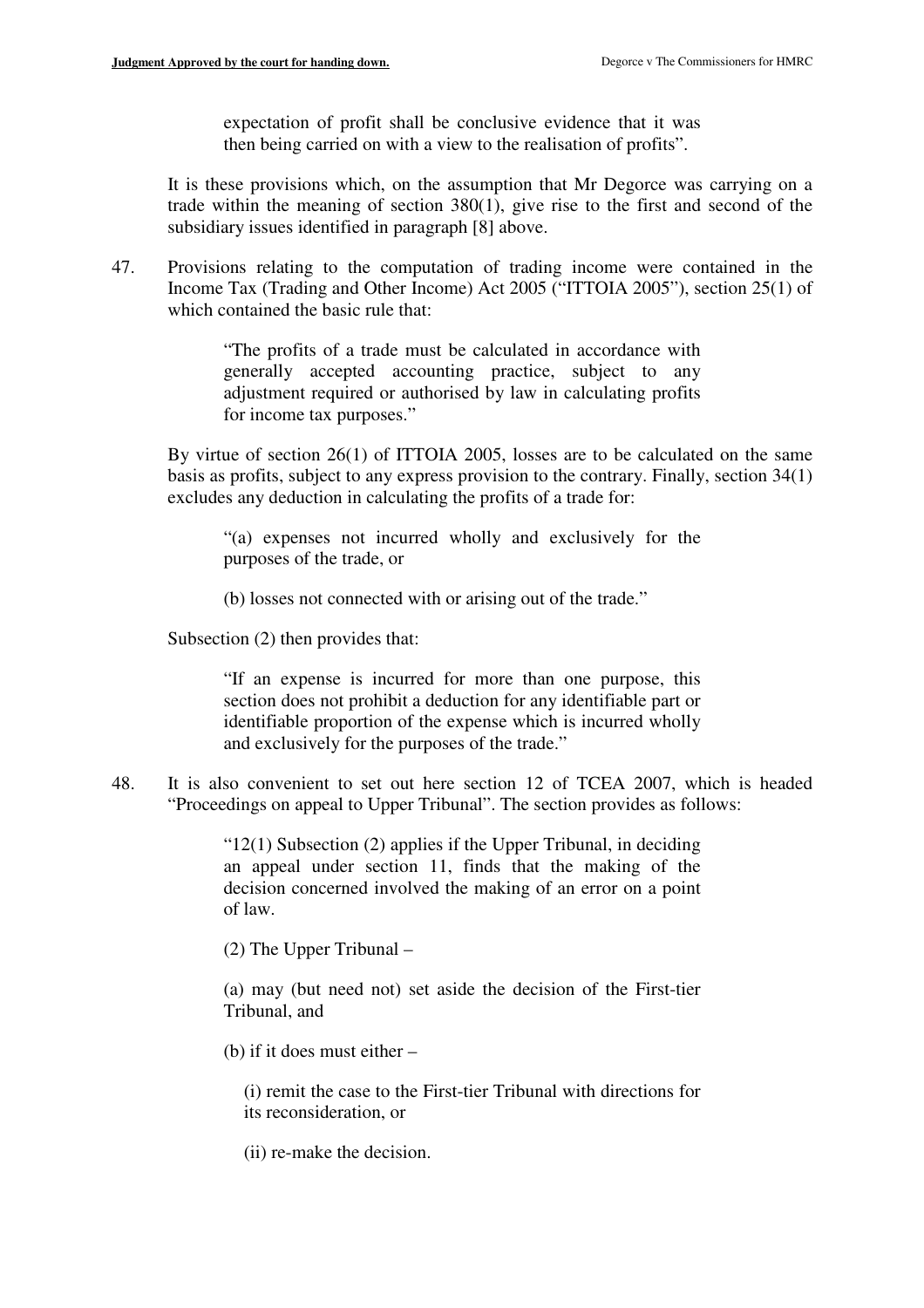expectation of profit shall be conclusive evidence that it was then being carried on with a view to the realisation of profits".

It is these provisions which, on the assumption that Mr Degorce was carrying on a trade within the meaning of section 380(1), give rise to the first and second of the subsidiary issues identified in paragraph [8] above.

47. Provisions relating to the computation of trading income were contained in the Income Tax (Trading and Other Income) Act 2005 ("ITTOIA 2005"), section 25(1) of which contained the basic rule that:

> "The profits of a trade must be calculated in accordance with generally accepted accounting practice, subject to any adjustment required or authorised by law in calculating profits for income tax purposes."

By virtue of section 26(1) of ITTOIA 2005, losses are to be calculated on the same basis as profits, subject to any express provision to the contrary. Finally, section 34(1) excludes any deduction in calculating the profits of a trade for:

> "(a) expenses not incurred wholly and exclusively for the purposes of the trade, or
>
> (b) losses not connected with or arising out of the trade."

Subsection (2) then provides that:

> "If an expense is incurred for more than one purpose, this section does not prohibit a deduction for any identifiable part or identifiable proportion of the expense which is incurred wholly and exclusively for the purposes of the trade."

48. It is also convenient to set out here section 12 of TCEA 2007, which is headed "Proceedings on appeal to Upper Tribunal". The section provides as follows:

> "12(1) Subsection (2) applies if the Upper Tribunal, in deciding an appeal under section 11, finds that the making of the decision concerned involved the making of an error on a point of law.
>
> (2) The Upper Tribunal –
>
> (a) may (but need not) set aside the decision of the First-tier Tribunal, and
>
> (b) if it does must either –
>
> (i) remit the case to the First-tier Tribunal with directions for its reconsideration, or
>
> (ii) re-make the decision.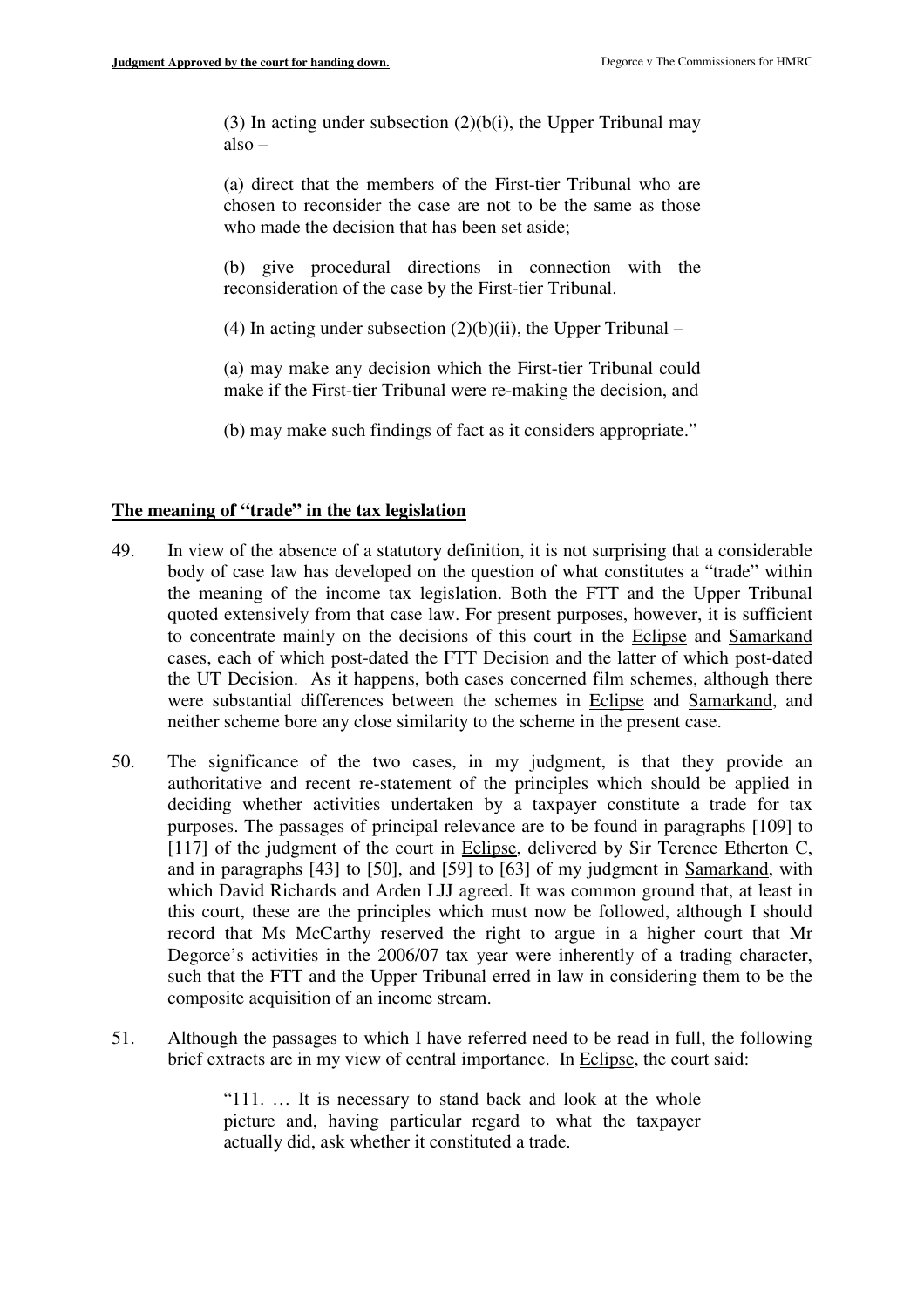> (3) In acting under subsection (2)(b(i), the Upper Tribunal may also –
>
> (a) direct that the members of the First-tier Tribunal who are chosen to reconsider the case are not to be the same as those who made the decision that has been set aside;
>
> (b) give procedural directions in connection with the reconsideration of the case by the First-tier Tribunal.
>
> (4) In acting under subsection (2)(b)(ii), the Upper Tribunal –
>
> (a) may make any decision which the First-tier Tribunal could make if the First-tier Tribunal were re-making the decision, and
>
> (b) may make such findings of fact as it considers appropriate."

## The meaning of "trade" in the tax legislation

49. In view of the absence of a statutory definition, it is not surprising that a considerable body of case law has developed on the question of what constitutes a "trade" within the meaning of the income tax legislation. Both the FTT and the Upper Tribunal quoted extensively from that case law. For present purposes, however, it is sufficient to concentrate mainly on the decisions of this court in the Eclipse and Samarkand cases, each of which post-dated the FTT Decision and the latter of which post-dated the UT Decision. As it happens, both cases concerned film schemes, although there were substantial differences between the schemes in Eclipse and Samarkand, and neither scheme bore any close similarity to the scheme in the present case.

50. The significance of the two cases, in my judgment, is that they provide an authoritative and recent re-statement of the principles which should be applied in deciding whether activities undertaken by a taxpayer constitute a trade for tax purposes. The passages of principal relevance are to be found in paragraphs [109] to [117] of the judgment of the court in Eclipse, delivered by Sir Terence Etherton C, and in paragraphs [43] to [50], and [59] to [63] of my judgment in Samarkand, with which David Richards and Arden LJJ agreed. It was common ground that, at least in this court, these are the principles which must now be followed, although I should record that Ms McCarthy reserved the right to argue in a higher court that Mr Degorce's activities in the 2006/07 tax year were inherently of a trading character, such that the FTT and the Upper Tribunal erred in law in considering them to be the composite acquisition of an income stream.

51. Although the passages to which I have referred need to be read in full, the following brief extracts are in my view of central importance. In Eclipse, the court said:

> "111. … It is necessary to stand back and look at the whole picture and, having particular regard to what the taxpayer actually did, ask whether it constituted a trade.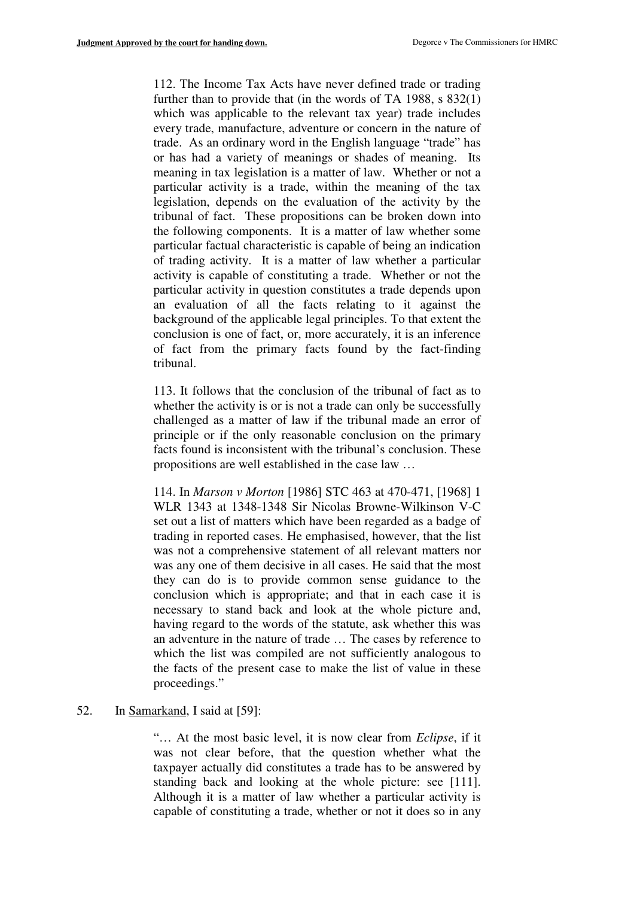> 112. The Income Tax Acts have never defined trade or trading further than to provide that (in the words of TA 1988, s 832(1) which was applicable to the relevant tax year) trade includes every trade, manufacture, adventure or concern in the nature of trade. As an ordinary word in the English language "trade" has or has had a variety of meanings or shades of meaning. Its meaning in tax legislation is a matter of law. Whether or not a particular activity is a trade, within the meaning of the tax legislation, depends on the evaluation of the activity by the tribunal of fact. These propositions can be broken down into the following components. It is a matter of law whether some particular factual characteristic is capable of being an indication of trading activity. It is a matter of law whether a particular activity is capable of constituting a trade. Whether or not the particular activity in question constitutes a trade depends upon an evaluation of all the facts relating to it against the background of the applicable legal principles. To that extent the conclusion is one of fact, or, more accurately, it is an inference of fact from the primary facts found by the fact-finding tribunal.
>
> 113. It follows that the conclusion of the tribunal of fact as to whether the activity is or is not a trade can only be successfully challenged as a matter of law if the tribunal made an error of principle or if the only reasonable conclusion on the primary facts found is inconsistent with the tribunal's conclusion. These propositions are well established in the case law …
>
> 114. In *Marson v Morton* [1986] STC 463 at 470-471, [1968] 1 WLR 1343 at 1348-1348 Sir Nicolas Browne-Wilkinson V-C set out a list of matters which have been regarded as a badge of trading in reported cases. He emphasised, however, that the list was not a comprehensive statement of all relevant matters nor was any one of them decisive in all cases. He said that the most they can do is to provide common sense guidance to the conclusion which is appropriate; and that in each case it is necessary to stand back and look at the whole picture and, having regard to the words of the statute, ask whether this was an adventure in the nature of trade … The cases by reference to which the list was compiled are not sufficiently analogous to the facts of the present case to make the list of value in these proceedings."

52. In Samarkand, I said at [59]:

> "… At the most basic level, it is now clear from *Eclipse*, if it was not clear before, that the question whether what the taxpayer actually did constitutes a trade has to be answered by standing back and looking at the whole picture: see [111]. Although it is a matter of law whether a particular activity is capable of constituting a trade, whether or not it does so in any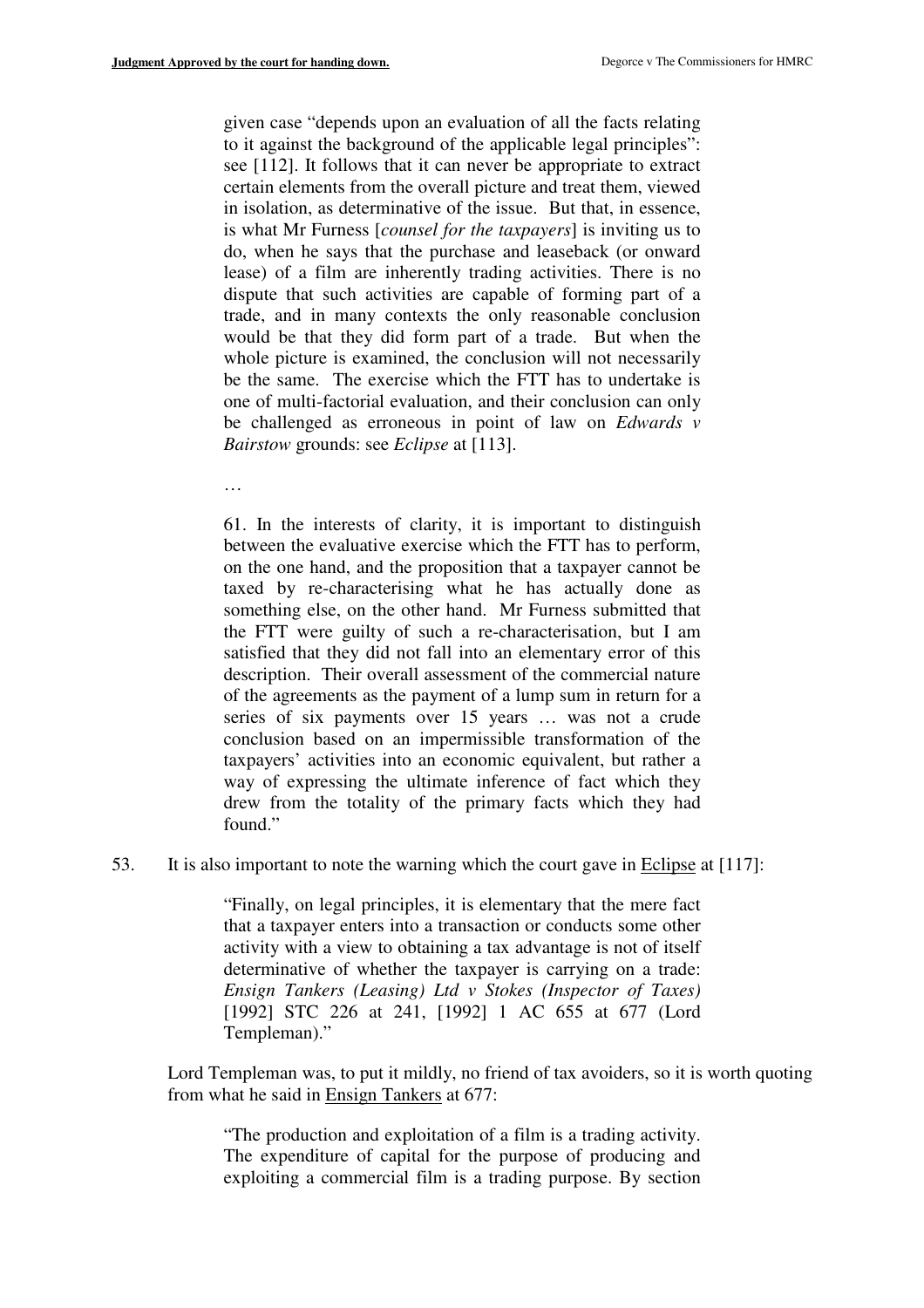given case "depends upon an evaluation of all the facts relating to it against the background of the applicable legal principles": see [112]. It follows that it can never be appropriate to extract certain elements from the overall picture and treat them, viewed in isolation, as determinative of the issue. But that, in essence, is what Mr Furness [*counsel for the taxpayers*] is inviting us to do, when he says that the purchase and leaseback (or onward lease) of a film are inherently trading activities. There is no dispute that such activities are capable of forming part of a trade, and in many contexts the only reasonable conclusion would be that they did form part of a trade. But when the whole picture is examined, the conclusion will not necessarily be the same. The exercise which the FTT has to undertake is one of multi-factorial evaluation, and their conclusion can only be challenged as erroneous in point of law on *Edwards v Bairstow* grounds: see *Eclipse* at [113].

> …
>
> 61. In the interests of clarity, it is important to distinguish between the evaluative exercise which the FTT has to perform, on the one hand, and the proposition that a taxpayer cannot be taxed by re-characterising what he has actually done as something else, on the other hand. Mr Furness submitted that the FTT were guilty of such a re-characterisation, but I am satisfied that they did not fall into an elementary error of this description. Their overall assessment of the commercial nature of the agreements as the payment of a lump sum in return for a series of six payments over 15 years … was not a crude conclusion based on an impermissible transformation of the taxpayers' activities into an economic equivalent, but rather a way of expressing the ultimate inference of fact which they drew from the totality of the primary facts which they had found."

53. It is also important to note the warning which the court gave in Eclipse at [117]:

> "Finally, on legal principles, it is elementary that the mere fact that a taxpayer enters into a transaction or conducts some other activity with a view to obtaining a tax advantage is not of itself determinative of whether the taxpayer is carrying on a trade: *Ensign Tankers (Leasing) Ltd v Stokes (Inspector of Taxes)* [1992] STC 226 at 241, [1992] 1 AC 655 at 677 (Lord Templeman)."

Lord Templeman was, to put it mildly, no friend of tax avoiders, so it is worth quoting from what he said in Ensign Tankers at 677:

> "The production and exploitation of a film is a trading activity. The expenditure of capital for the purpose of producing and exploiting a commercial film is a trading purpose. By section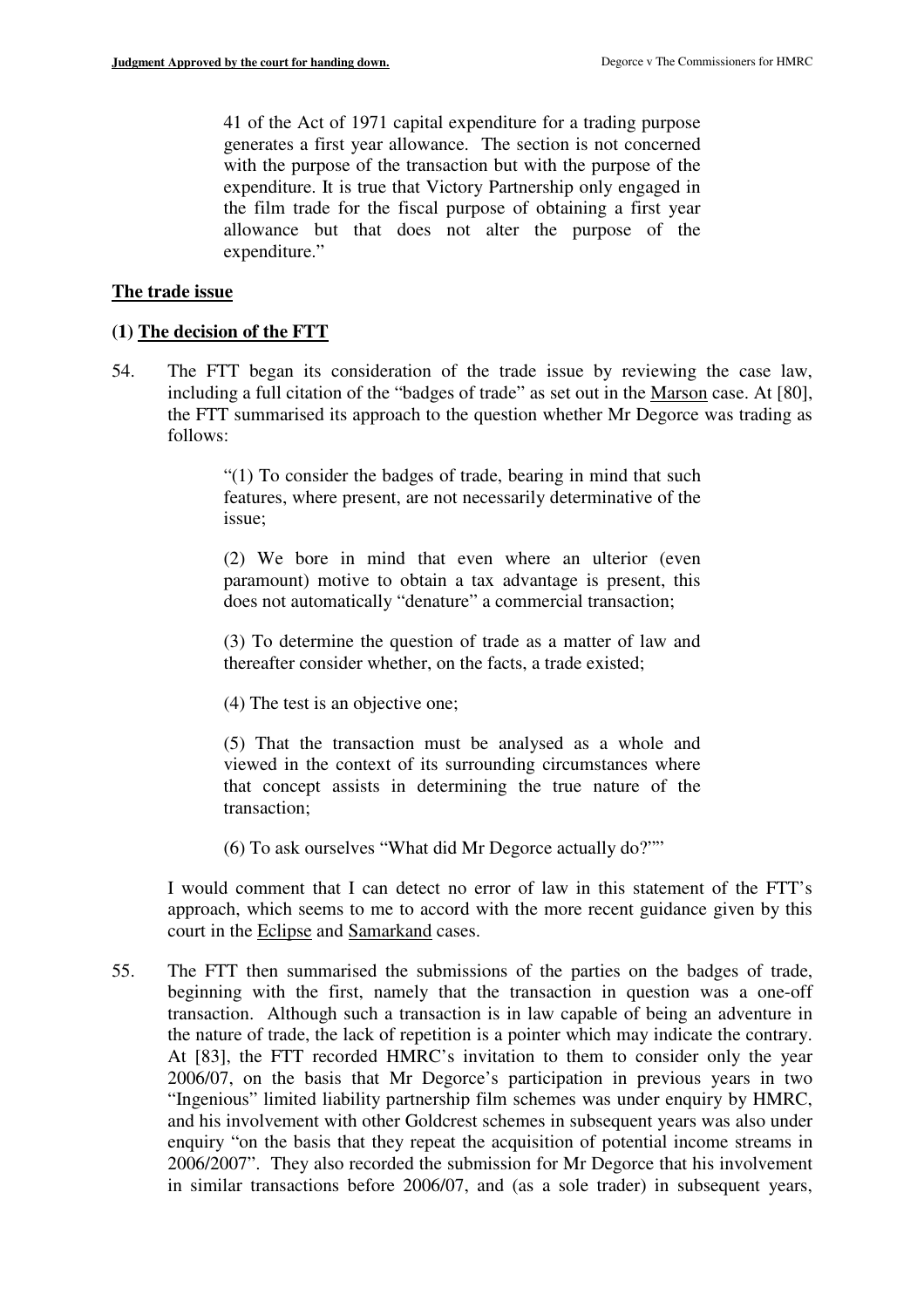41 of the Act of 1971 capital expenditure for a trading purpose generates a first year allowance. The section is not concerned with the purpose of the transaction but with the purpose of the expenditure. It is true that Victory Partnership only engaged in the film trade for the fiscal purpose of obtaining a first year allowance but that does not alter the purpose of the expenditure."

## The trade issue

### (1) The decision of the FTT

54. The FTT began its consideration of the trade issue by reviewing the case law, including a full citation of the "badges of trade" as set out in the Marson case. At [80], the FTT summarised its approach to the question whether Mr Degorce was trading as follows:

> "(1) To consider the badges of trade, bearing in mind that such features, where present, are not necessarily determinative of the issue;
>
> (2) We bore in mind that even where an ulterior (even paramount) motive to obtain a tax advantage is present, this does not automatically "denature" a commercial transaction;
>
> (3) To determine the question of trade as a matter of law and thereafter consider whether, on the facts, a trade existed;
>
> (4) The test is an objective one;
>
> (5) That the transaction must be analysed as a whole and viewed in the context of its surrounding circumstances where that concept assists in determining the true nature of the transaction;
>
> (6) To ask ourselves "What did Mr Degorce actually do?""

I would comment that I can detect no error of law in this statement of the FTT's approach, which seems to me to accord with the more recent guidance given by this court in the Eclipse and Samarkand cases.

55. The FTT then summarised the submissions of the parties on the badges of trade, beginning with the first, namely that the transaction in question was a one-off transaction. Although such a transaction is in law capable of being an adventure in the nature of trade, the lack of repetition is a pointer which may indicate the contrary. At [83], the FTT recorded HMRC's invitation to them to consider only the year 2006/07, on the basis that Mr Degorce's participation in previous years in two "Ingenious" limited liability partnership film schemes was under enquiry by HMRC, and his involvement with other Goldcrest schemes in subsequent years was also under enquiry "on the basis that they repeat the acquisition of potential income streams in 2006/2007". They also recorded the submission for Mr Degorce that his involvement in similar transactions before 2006/07, and (as a sole trader) in subsequent years,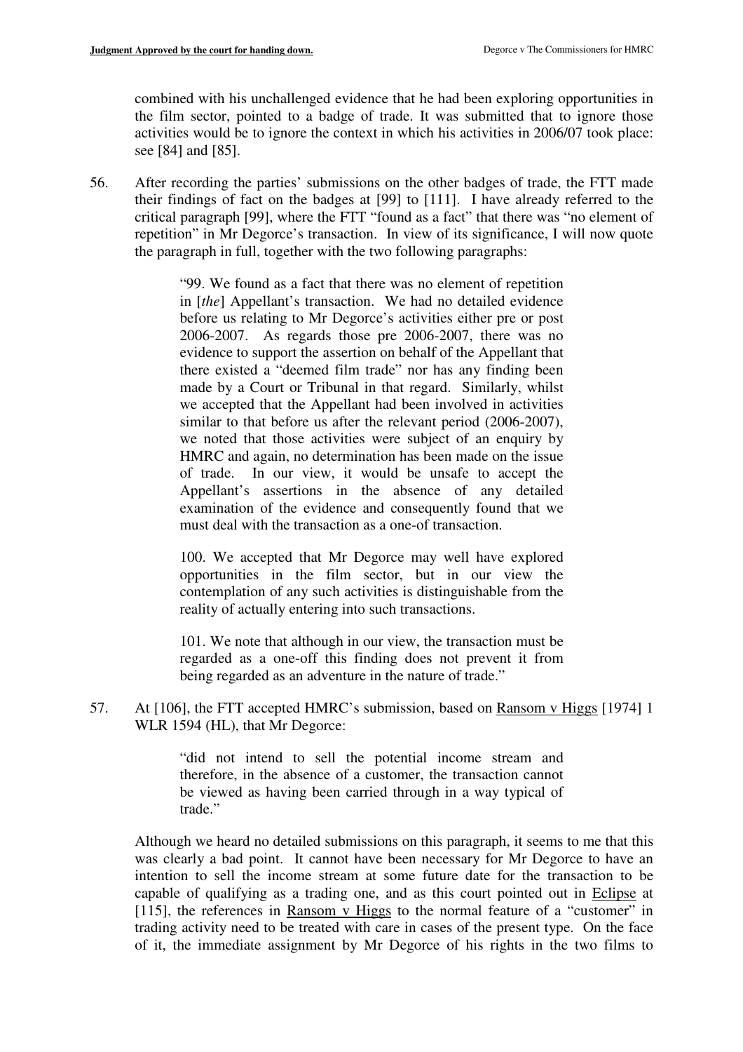combined with his unchallenged evidence that he had been exploring opportunities in the film sector, pointed to a badge of trade. It was submitted that to ignore those activities would be to ignore the context in which his activities in 2006/07 took place: see [84] and [85].

56. After recording the parties' submissions on the other badges of trade, the FTT made their findings of fact on the badges at [99] to [111]. I have already referred to the critical paragraph [99], where the FTT "found as a fact" that there was "no element of repetition" in Mr Degorce's transaction. In view of its significance, I will now quote the paragraph in full, together with the two following paragraphs:

> "99. We found as a fact that there was no element of repetition in [*the*] Appellant's transaction. We had no detailed evidence before us relating to Mr Degorce's activities either pre or post 2006-2007. As regards those pre 2006-2007, there was no evidence to support the assertion on behalf of the Appellant that there existed a "deemed film trade" nor has any finding been made by a Court or Tribunal in that regard. Similarly, whilst we accepted that the Appellant had been involved in activities similar to that before us after the relevant period (2006-2007), we noted that those activities were subject of an enquiry by HMRC and again, no determination has been made on the issue of trade. In our view, it would be unsafe to accept the Appellant's assertions in the absence of any detailed examination of the evidence and consequently found that we must deal with the transaction as a one-of transaction.
>
> 100. We accepted that Mr Degorce may well have explored opportunities in the film sector, but in our view the contemplation of any such activities is distinguishable from the reality of actually entering into such transactions.
>
> 101. We note that although in our view, the transaction must be regarded as a one-off this finding does not prevent it from being regarded as an adventure in the nature of trade."

57. At [106], the FTT accepted HMRC's submission, based on Ransom v Higgs [1974] 1 WLR 1594 (HL), that Mr Degorce:

> "did not intend to sell the potential income stream and therefore, in the absence of a customer, the transaction cannot be viewed as having been carried through in a way typical of trade."

Although we heard no detailed submissions on this paragraph, it seems to me that this was clearly a bad point. It cannot have been necessary for Mr Degorce to have an intention to sell the income stream at some future date for the transaction to be capable of qualifying as a trading one, and as this court pointed out in Eclipse at [115], the references in Ransom v Higgs to the normal feature of a "customer" in trading activity need to be treated with care in cases of the present type. On the face of it, the immediate assignment by Mr Degorce of his rights in the two films to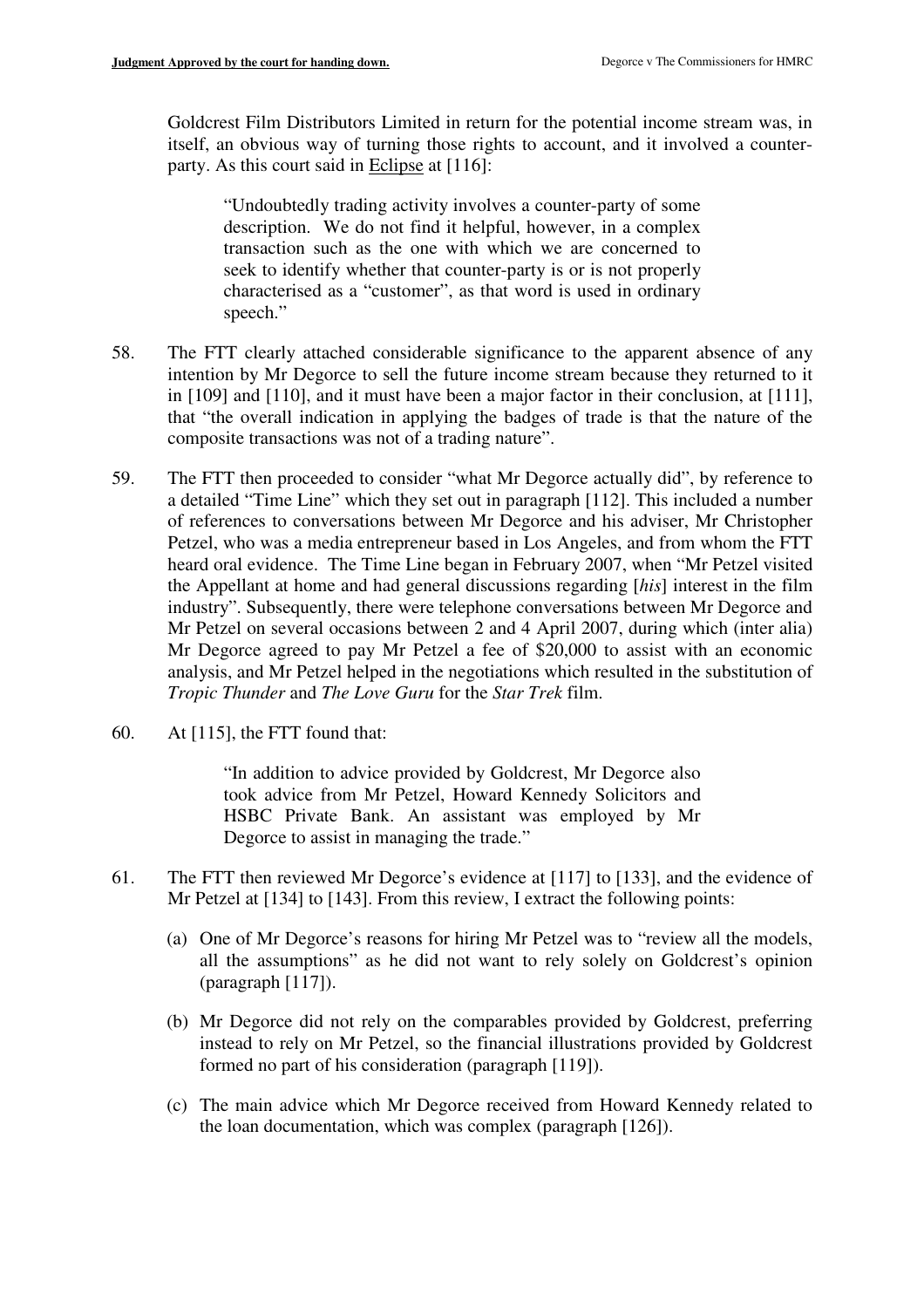Goldcrest Film Distributors Limited in return for the potential income stream was, in itself, an obvious way of turning those rights to account, and it involved a counter-party. As this court said in Eclipse at [116]:

> "Undoubtedly trading activity involves a counter-party of some description. We do not find it helpful, however, in a complex transaction such as the one with which we are concerned to seek to identify whether that counter-party is or is not properly characterised as a "customer", as that word is used in ordinary speech."

58. The FTT clearly attached considerable significance to the apparent absence of any intention by Mr Degorce to sell the future income stream because they returned to it in [109] and [110], and it must have been a major factor in their conclusion, at [111], that "the overall indication in applying the badges of trade is that the nature of the composite transactions was not of a trading nature".

59. The FTT then proceeded to consider "what Mr Degorce actually did", by reference to a detailed "Time Line" which they set out in paragraph [112]. This included a number of references to conversations between Mr Degorce and his adviser, Mr Christopher Petzel, who was a media entrepreneur based in Los Angeles, and from whom the FTT heard oral evidence. The Time Line began in February 2007, when "Mr Petzel visited the Appellant at home and had general discussions regarding [*his*] interest in the film industry". Subsequently, there were telephone conversations between Mr Degorce and Mr Petzel on several occasions between 2 and 4 April 2007, during which (inter alia) Mr Degorce agreed to pay Mr Petzel a fee of $20,000 to assist with an economic analysis, and Mr Petzel helped in the negotiations which resulted in the substitution of *Tropic Thunder* and *The Love Guru* for the *Star Trek* film.

60. At [115], the FTT found that:

> "In addition to advice provided by Goldcrest, Mr Degorce also took advice from Mr Petzel, Howard Kennedy Solicitors and HSBC Private Bank. An assistant was employed by Mr Degorce to assist in managing the trade."

61. The FTT then reviewed Mr Degorce's evidence at [117] to [133], and the evidence of Mr Petzel at [134] to [143]. From this review, I extract the following points:

    (a) One of Mr Degorce's reasons for hiring Mr Petzel was to "review all the models, all the assumptions" as he did not want to rely solely on Goldcrest's opinion (paragraph [117]).

    (b) Mr Degorce did not rely on the comparables provided by Goldcrest, preferring instead to rely on Mr Petzel, so the financial illustrations provided by Goldcrest formed no part of his consideration (paragraph [119]).

    (c) The main advice which Mr Degorce received from Howard Kennedy related to the loan documentation, which was complex (paragraph [126]).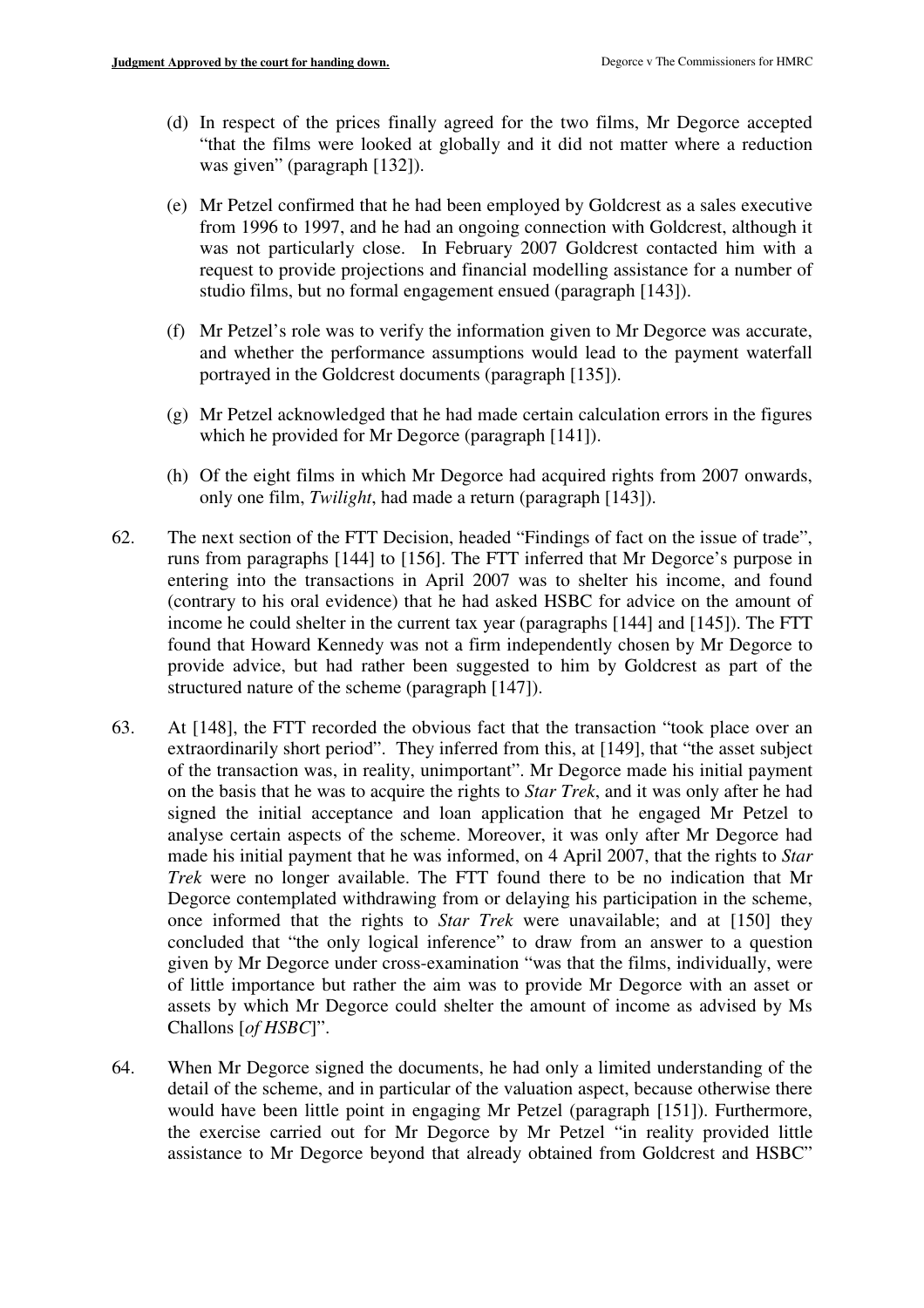(d) In respect of the prices finally agreed for the two films, Mr Degorce accepted "that the films were looked at globally and it did not matter where a reduction was given" (paragraph [132]).

(e) Mr Petzel confirmed that he had been employed by Goldcrest as a sales executive from 1996 to 1997, and he had an ongoing connection with Goldcrest, although it was not particularly close. In February 2007 Goldcrest contacted him with a request to provide projections and financial modelling assistance for a number of studio films, but no formal engagement ensued (paragraph [143]).

(f) Mr Petzel's role was to verify the information given to Mr Degorce was accurate, and whether the performance assumptions would lead to the payment waterfall portrayed in the Goldcrest documents (paragraph [135]).

(g) Mr Petzel acknowledged that he had made certain calculation errors in the figures which he provided for Mr Degorce (paragraph [141]).

(h) Of the eight films in which Mr Degorce had acquired rights from 2007 onwards, only one film, *Twilight*, had made a return (paragraph [143]).

62. The next section of the FTT Decision, headed "Findings of fact on the issue of trade", runs from paragraphs [144] to [156]. The FTT inferred that Mr Degorce's purpose in entering into the transactions in April 2007 was to shelter his income, and found (contrary to his oral evidence) that he had asked HSBC for advice on the amount of income he could shelter in the current tax year (paragraphs [144] and [145]). The FTT found that Howard Kennedy was not a firm independently chosen by Mr Degorce to provide advice, but had rather been suggested to him by Goldcrest as part of the structured nature of the scheme (paragraph [147]).

63. At [148], the FTT recorded the obvious fact that the transaction "took place over an extraordinarily short period". They inferred from this, at [149], that "the asset subject of the transaction was, in reality, unimportant". Mr Degorce made his initial payment on the basis that he was to acquire the rights to *Star Trek*, and it was only after he had signed the initial acceptance and loan application that he engaged Mr Petzel to analyse certain aspects of the scheme. Moreover, it was only after Mr Degorce had made his initial payment that he was informed, on 4 April 2007, that the rights to *Star Trek* were no longer available. The FTT found there to be no indication that Mr Degorce contemplated withdrawing from or delaying his participation in the scheme, once informed that the rights to *Star Trek* were unavailable; and at [150] they concluded that "the only logical inference" to draw from an answer to a question given by Mr Degorce under cross-examination "was that the films, individually, were of little importance but rather the aim was to provide Mr Degorce with an asset or assets by which Mr Degorce could shelter the amount of income as advised by Ms Challons [*of HSBC*]".

64. When Mr Degorce signed the documents, he had only a limited understanding of the detail of the scheme, and in particular of the valuation aspect, because otherwise there would have been little point in engaging Mr Petzel (paragraph [151]). Furthermore, the exercise carried out for Mr Degorce by Mr Petzel "in reality provided little assistance to Mr Degorce beyond that already obtained from Goldcrest and HSBC"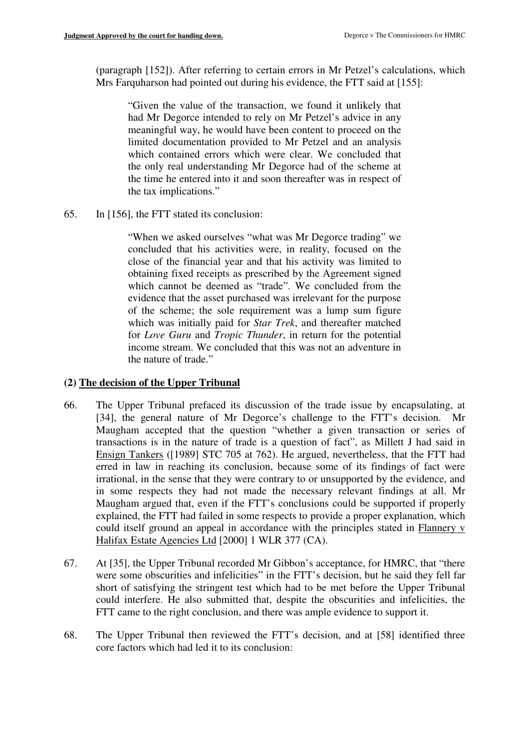(paragraph [152]). After referring to certain errors in Mr Petzel's calculations, which Mrs Farquharson had pointed out during his evidence, the FTT said at [155]:

> "Given the value of the transaction, we found it unlikely that had Mr Degorce intended to rely on Mr Petzel's advice in any meaningful way, he would have been content to proceed on the limited documentation provided to Mr Petzel and an analysis which contained errors which were clear. We concluded that the only real understanding Mr Degorce had of the scheme at the time he entered into it and soon thereafter was in respect of the tax implications."

65. In [156], the FTT stated its conclusion:

> "When we asked ourselves "what was Mr Degorce trading" we concluded that his activities were, in reality, focused on the close of the financial year and that his activity was limited to obtaining fixed receipts as prescribed by the Agreement signed which cannot be deemed as "trade". We concluded from the evidence that the asset purchased was irrelevant for the purpose of the scheme; the sole requirement was a lump sum figure which was initially paid for *Star Trek*, and thereafter matched for *Love Guru* and *Tropic Thunder*, in return for the potential income stream. We concluded that this was not an adventure in the nature of trade."

### (2) The decision of the Upper Tribunal

66. The Upper Tribunal prefaced its discussion of the trade issue by encapsulating, at [34], the general nature of Mr Degorce's challenge to the FTT's decision. Mr Maugham accepted that the question "whether a given transaction or series of transactions is in the nature of trade is a question of fact", as Millett J had said in Ensign Tankers ([1989] STC 705 at 762). He argued, nevertheless, that the FTT had erred in law in reaching its conclusion, because some of its findings of fact were irrational, in the sense that they were contrary to or unsupported by the evidence, and in some respects they had not made the necessary relevant findings at all. Mr Maugham argued that, even if the FTT's conclusions could be supported if properly explained, the FTT had failed in some respects to provide a proper explanation, which could itself ground an appeal in accordance with the principles stated in Flannery v Halifax Estate Agencies Ltd [2000] 1 WLR 377 (CA).

67. At [35], the Upper Tribunal recorded Mr Gibbon's acceptance, for HMRC, that "there were some obscurities and infelicities" in the FTT's decision, but he said they fell far short of satisfying the stringent test which had to be met before the Upper Tribunal could interfere. He also submitted that, despite the obscurities and infelicities, the FTT came to the right conclusion, and there was ample evidence to support it.

68. The Upper Tribunal then reviewed the FTT's decision, and at [58] identified three core factors which had led it to its conclusion: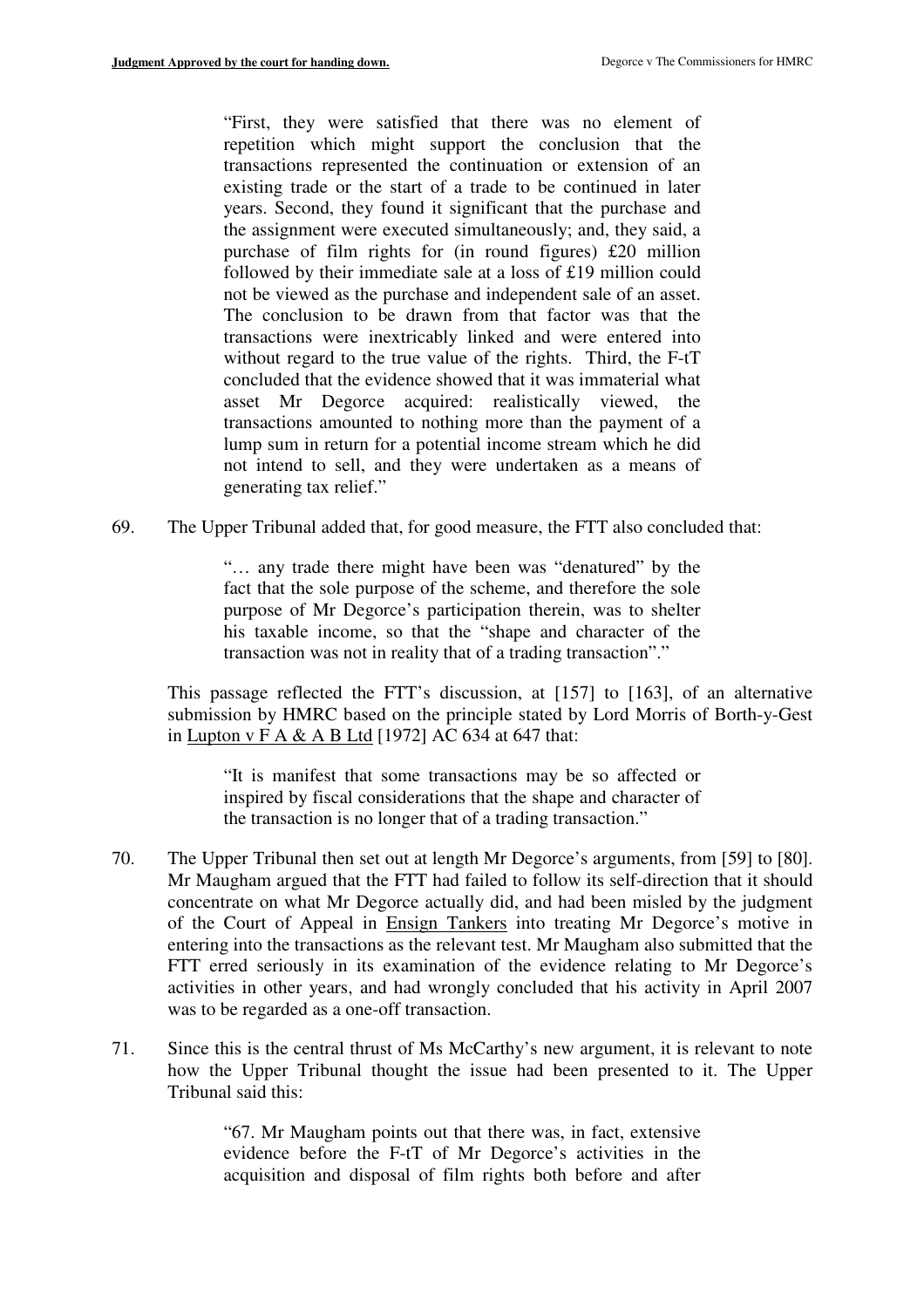> "First, they were satisfied that there was no element of repetition which might support the conclusion that the transactions represented the continuation or extension of an existing trade or the start of a trade to be continued in later years. Second, they found it significant that the purchase and the assignment were executed simultaneously; and, they said, a purchase of film rights for (in round figures) £20 million followed by their immediate sale at a loss of £19 million could not be viewed as the purchase and independent sale of an asset. The conclusion to be drawn from that factor was that the transactions were inextricably linked and were entered into without regard to the true value of the rights. Third, the F-tT concluded that the evidence showed that it was immaterial what asset Mr Degorce acquired: realistically viewed, the transactions amounted to nothing more than the payment of a lump sum in return for a potential income stream which he did not intend to sell, and they were undertaken as a means of generating tax relief."

69. The Upper Tribunal added that, for good measure, the FTT also concluded that:

> "… any trade there might have been was "denatured" by the fact that the sole purpose of the scheme, and therefore the sole purpose of Mr Degorce's participation therein, was to shelter his taxable income, so that the "shape and character of the transaction was not in reality that of a trading transaction"."

This passage reflected the FTT's discussion, at [157] to [163], of an alternative submission by HMRC based on the principle stated by Lord Morris of Borth-y-Gest in Lupton v F A & A B Ltd [1972] AC 634 at 647 that:

> "It is manifest that some transactions may be so affected or inspired by fiscal considerations that the shape and character of the transaction is no longer that of a trading transaction."

70. The Upper Tribunal then set out at length Mr Degorce's arguments, from [59] to [80]. Mr Maugham argued that the FTT had failed to follow its self-direction that it should concentrate on what Mr Degorce actually did, and had been misled by the judgment of the Court of Appeal in Ensign Tankers into treating Mr Degorce's motive in entering into the transactions as the relevant test. Mr Maugham also submitted that the FTT erred seriously in its examination of the evidence relating to Mr Degorce's activities in other years, and had wrongly concluded that his activity in April 2007 was to be regarded as a one-off transaction.

71. Since this is the central thrust of Ms McCarthy's new argument, it is relevant to note how the Upper Tribunal thought the issue had been presented to it. The Upper Tribunal said this:

> "67. Mr Maugham points out that there was, in fact, extensive evidence before the F-tT of Mr Degorce's activities in the acquisition and disposal of film rights both before and after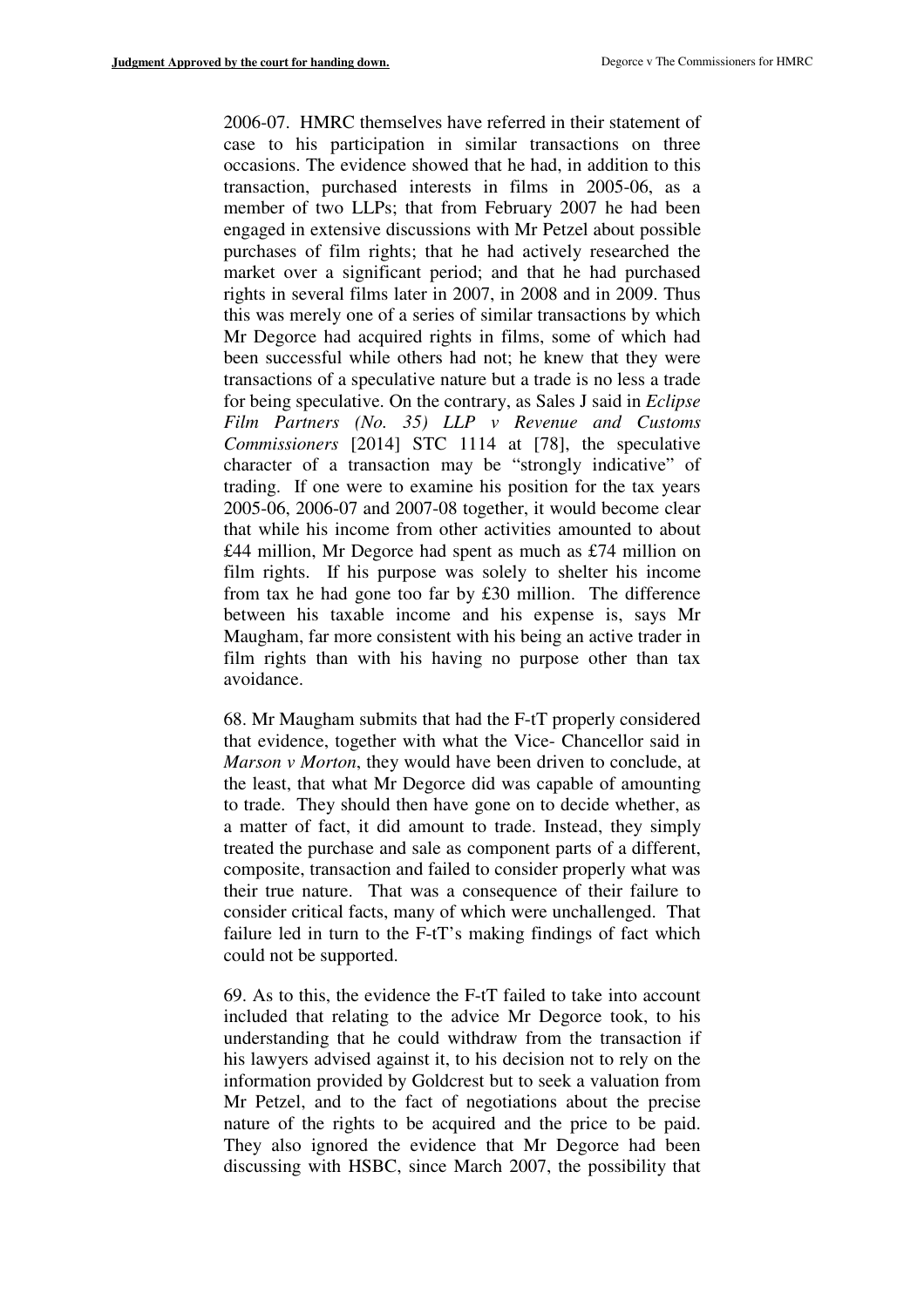2006-07. HMRC themselves have referred in their statement of case to his participation in similar transactions on three occasions. The evidence showed that he had, in addition to this transaction, purchased interests in films in 2005-06, as a member of two LLPs; that from February 2007 he had been engaged in extensive discussions with Mr Petzel about possible purchases of film rights; that he had actively researched the market over a significant period; and that he had purchased rights in several films later in 2007, in 2008 and in 2009. Thus this was merely one of a series of similar transactions by which Mr Degorce had acquired rights in films, some of which had been successful while others had not; he knew that they were transactions of a speculative nature but a trade is no less a trade for being speculative. On the contrary, as Sales J said in *Eclipse Film Partners (No. 35) LLP v Revenue and Customs Commissioners* [2014] STC 1114 at [78], the speculative character of a transaction may be "strongly indicative" of trading. If one were to examine his position for the tax years 2005-06, 2006-07 and 2007-08 together, it would become clear that while his income from other activities amounted to about £44 million, Mr Degorce had spent as much as £74 million on film rights. If his purpose was solely to shelter his income from tax he had gone too far by £30 million. The difference between his taxable income and his expense is, says Mr Maugham, far more consistent with his being an active trader in film rights than with his having no purpose other than tax avoidance.

68. Mr Maugham submits that had the F-tT properly considered that evidence, together with what the Vice- Chancellor said in *Marson v Morton*, they would have been driven to conclude, at the least, that what Mr Degorce did was capable of amounting to trade. They should then have gone on to decide whether, as a matter of fact, it did amount to trade. Instead, they simply treated the purchase and sale as component parts of a different, composite, transaction and failed to consider properly what was their true nature. That was a consequence of their failure to consider critical facts, many of which were unchallenged. That failure led in turn to the F-tT's making findings of fact which could not be supported.

69. As to this, the evidence the F-tT failed to take into account included that relating to the advice Mr Degorce took, to his understanding that he could withdraw from the transaction if his lawyers advised against it, to his decision not to rely on the information provided by Goldcrest but to seek a valuation from Mr Petzel, and to the fact of negotiations about the precise nature of the rights to be acquired and the price to be paid. They also ignored the evidence that Mr Degorce had been discussing with HSBC, since March 2007, the possibility that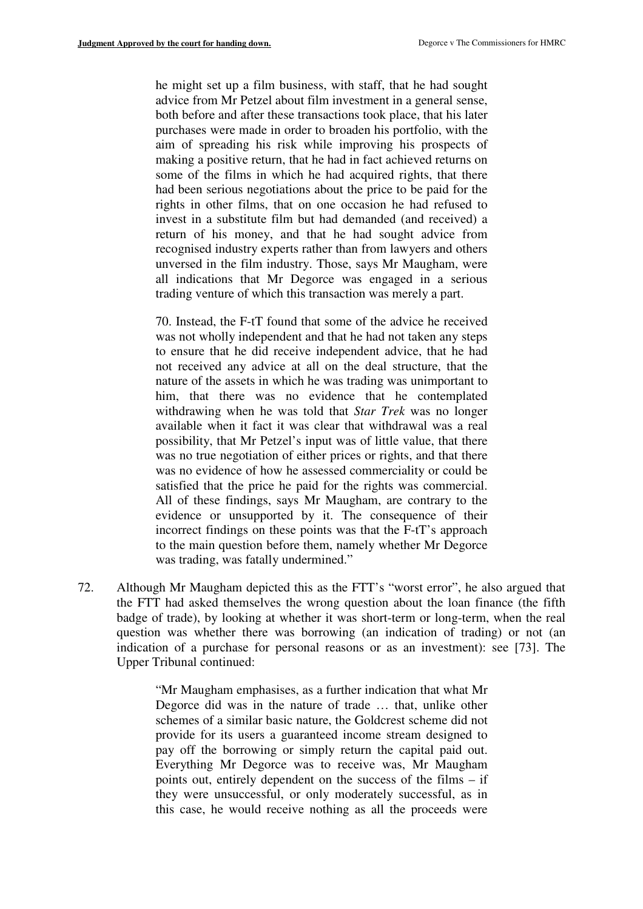> he might set up a film business, with staff, that he had sought advice from Mr Petzel about film investment in a general sense, both before and after these transactions took place, that his later purchases were made in order to broaden his portfolio, with the aim of spreading his risk while improving his prospects of making a positive return, that he had in fact achieved returns on some of the films in which he had acquired rights, that there had been serious negotiations about the price to be paid for the rights in other films, that on one occasion he had refused to invest in a substitute film but had demanded (and received) a return of his money, and that he had sought advice from recognised industry experts rather than from lawyers and others unversed in the film industry. Those, says Mr Maugham, were all indications that Mr Degorce was engaged in a serious trading venture of which this transaction was merely a part.
>
> 70. Instead, the F-tT found that some of the advice he received was not wholly independent and that he had not taken any steps to ensure that he did receive independent advice, that he had not received any advice at all on the deal structure, that the nature of the assets in which he was trading was unimportant to him, that there was no evidence that he contemplated withdrawing when he was told that *Star Trek* was no longer available when it fact it was clear that withdrawal was a real possibility, that Mr Petzel's input was of little value, that there was no true negotiation of either prices or rights, and that there was no evidence of how he assessed commerciality or could be satisfied that the price he paid for the rights was commercial. All of these findings, says Mr Maugham, are contrary to the evidence or unsupported by it. The consequence of their incorrect findings on these points was that the F-tT's approach to the main question before them, namely whether Mr Degorce was trading, was fatally undermined."

72. Although Mr Maugham depicted this as the FTT's "worst error", he also argued that the FTT had asked themselves the wrong question about the loan finance (the fifth badge of trade), by looking at whether it was short-term or long-term, when the real question was whether there was borrowing (an indication of trading) or not (an indication of a purchase for personal reasons or as an investment): see [73]. The Upper Tribunal continued:

> "Mr Maugham emphasises, as a further indication that what Mr Degorce did was in the nature of trade … that, unlike other schemes of a similar basic nature, the Goldcrest scheme did not provide for its users a guaranteed income stream designed to pay off the borrowing or simply return the capital paid out. Everything Mr Degorce was to receive was, Mr Maugham points out, entirely dependent on the success of the films – if they were unsuccessful, or only moderately successful, as in this case, he would receive nothing as all the proceeds were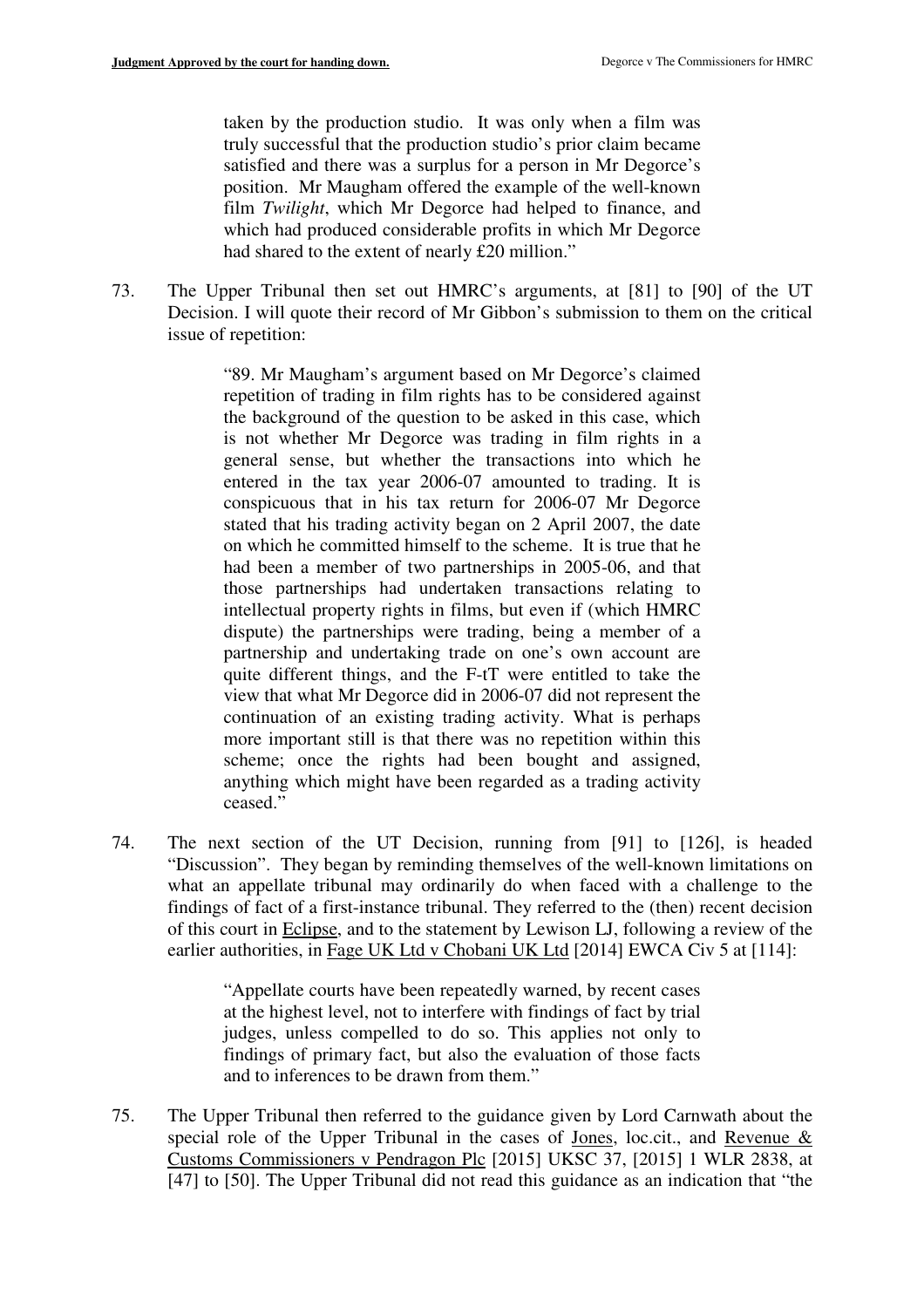taken by the production studio. It was only when a film was truly successful that the production studio's prior claim became satisfied and there was a surplus for a person in Mr Degorce's position. Mr Maugham offered the example of the well-known film *Twilight*, which Mr Degorce had helped to finance, and which had produced considerable profits in which Mr Degorce had shared to the extent of nearly £20 million."

73. The Upper Tribunal then set out HMRC's arguments, at [81] to [90] of the UT Decision. I will quote their record of Mr Gibbon's submission to them on the critical issue of repetition:

> "89. Mr Maugham's argument based on Mr Degorce's claimed repetition of trading in film rights has to be considered against the background of the question to be asked in this case, which is not whether Mr Degorce was trading in film rights in a general sense, but whether the transactions into which he entered in the tax year 2006-07 amounted to trading. It is conspicuous that in his tax return for 2006-07 Mr Degorce stated that his trading activity began on 2 April 2007, the date on which he committed himself to the scheme. It is true that he had been a member of two partnerships in 2005-06, and that those partnerships had undertaken transactions relating to intellectual property rights in films, but even if (which HMRC dispute) the partnerships were trading, being a member of a partnership and undertaking trade on one's own account are quite different things, and the F-tT were entitled to take the view that what Mr Degorce did in 2006-07 did not represent the continuation of an existing trading activity. What is perhaps more important still is that there was no repetition within this scheme; once the rights had been bought and assigned, anything which might have been regarded as a trading activity ceased."

74. The next section of the UT Decision, running from [91] to [126], is headed "Discussion". They began by reminding themselves of the well-known limitations on what an appellate tribunal may ordinarily do when faced with a challenge to the findings of fact of a first-instance tribunal. They referred to the (then) recent decision of this court in Eclipse, and to the statement by Lewison LJ, following a review of the earlier authorities, in Fage UK Ltd v Chobani UK Ltd [2014] EWCA Civ 5 at [114]:

> "Appellate courts have been repeatedly warned, by recent cases at the highest level, not to interfere with findings of fact by trial judges, unless compelled to do so. This applies not only to findings of primary fact, but also the evaluation of those facts and to inferences to be drawn from them."

75. The Upper Tribunal then referred to the guidance given by Lord Carnwath about the special role of the Upper Tribunal in the cases of Jones, loc.cit., and Revenue & Customs Commissioners v Pendragon Plc [2015] UKSC 37, [2015] 1 WLR 2838, at [47] to [50]. The Upper Tribunal did not read this guidance as an indication that "the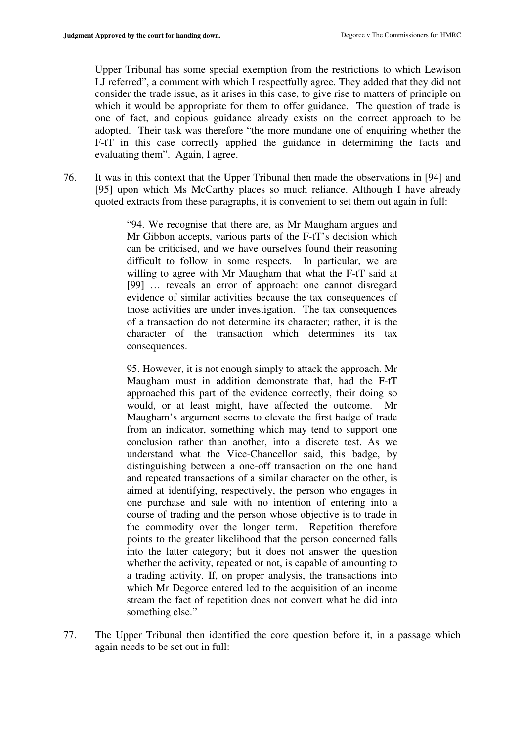Upper Tribunal has some special exemption from the restrictions to which Lewison LJ referred", a comment with which I respectfully agree. They added that they did not consider the trade issue, as it arises in this case, to give rise to matters of principle on which it would be appropriate for them to offer guidance. The question of trade is one of fact, and copious guidance already exists on the correct approach to be adopted. Their task was therefore "the more mundane one of enquiring whether the F-tT in this case correctly applied the guidance in determining the facts and evaluating them". Again, I agree.

76. It was in this context that the Upper Tribunal then made the observations in [94] and [95] upon which Ms McCarthy places so much reliance. Although I have already quoted extracts from these paragraphs, it is convenient to set them out again in full:

> "94. We recognise that there are, as Mr Maugham argues and Mr Gibbon accepts, various parts of the F-tT's decision which can be criticised, and we have ourselves found their reasoning difficult to follow in some respects. In particular, we are willing to agree with Mr Maugham that what the F-tT said at [99] … reveals an error of approach: one cannot disregard evidence of similar activities because the tax consequences of those activities are under investigation. The tax consequences of a transaction do not determine its character; rather, it is the character of the transaction which determines its tax consequences.
>
> 95. However, it is not enough simply to attack the approach. Mr Maugham must in addition demonstrate that, had the F-tT approached this part of the evidence correctly, their doing so would, or at least might, have affected the outcome. Mr Maugham's argument seems to elevate the first badge of trade from an indicator, something which may tend to support one conclusion rather than another, into a discrete test. As we understand what the Vice-Chancellor said, this badge, by distinguishing between a one-off transaction on the one hand and repeated transactions of a similar character on the other, is aimed at identifying, respectively, the person who engages in one purchase and sale with no intention of entering into a course of trading and the person whose objective is to trade in the commodity over the longer term. Repetition therefore points to the greater likelihood that the person concerned falls into the latter category; but it does not answer the question whether the activity, repeated or not, is capable of amounting to a trading activity. If, on proper analysis, the transactions into which Mr Degorce entered led to the acquisition of an income stream the fact of repetition does not convert what he did into something else."

77. The Upper Tribunal then identified the core question before it, in a passage which again needs to be set out in full: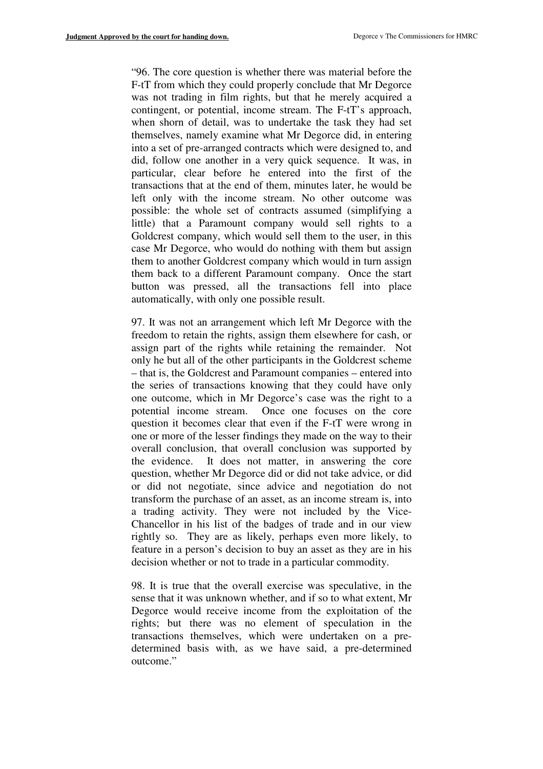"96. The core question is whether there was material before the F-tT from which they could properly conclude that Mr Degorce was not trading in film rights, but that he merely acquired a contingent, or potential, income stream. The F-tT's approach, when shorn of detail, was to undertake the task they had set themselves, namely examine what Mr Degorce did, in entering into a set of pre-arranged contracts which were designed to, and did, follow one another in a very quick sequence. It was, in particular, clear before he entered into the first of the transactions that at the end of them, minutes later, he would be left only with the income stream. No other outcome was possible: the whole set of contracts assumed (simplifying a little) that a Paramount company would sell rights to a Goldcrest company, which would sell them to the user, in this case Mr Degorce, who would do nothing with them but assign them to another Goldcrest company which would in turn assign them back to a different Paramount company. Once the start button was pressed, all the transactions fell into place automatically, with only one possible result.

97. It was not an arrangement which left Mr Degorce with the freedom to retain the rights, assign them elsewhere for cash, or assign part of the rights while retaining the remainder. Not only he but all of the other participants in the Goldcrest scheme – that is, the Goldcrest and Paramount companies – entered into the series of transactions knowing that they could have only one outcome, which in Mr Degorce's case was the right to a potential income stream. Once one focuses on the core question it becomes clear that even if the F-tT were wrong in one or more of the lesser findings they made on the way to their overall conclusion, that overall conclusion was supported by the evidence. It does not matter, in answering the core question, whether Mr Degorce did or did not take advice, or did or did not negotiate, since advice and negotiation do not transform the purchase of an asset, as an income stream is, into a trading activity. They were not included by the Vice-Chancellor in his list of the badges of trade and in our view rightly so. They are as likely, perhaps even more likely, to feature in a person's decision to buy an asset as they are in his decision whether or not to trade in a particular commodity.

98. It is true that the overall exercise was speculative, in the sense that it was unknown whether, and if so to what extent, Mr Degorce would receive income from the exploitation of the rights; but there was no element of speculation in the transactions themselves, which were undertaken on a pre-determined basis with, as we have said, a pre-determined outcome."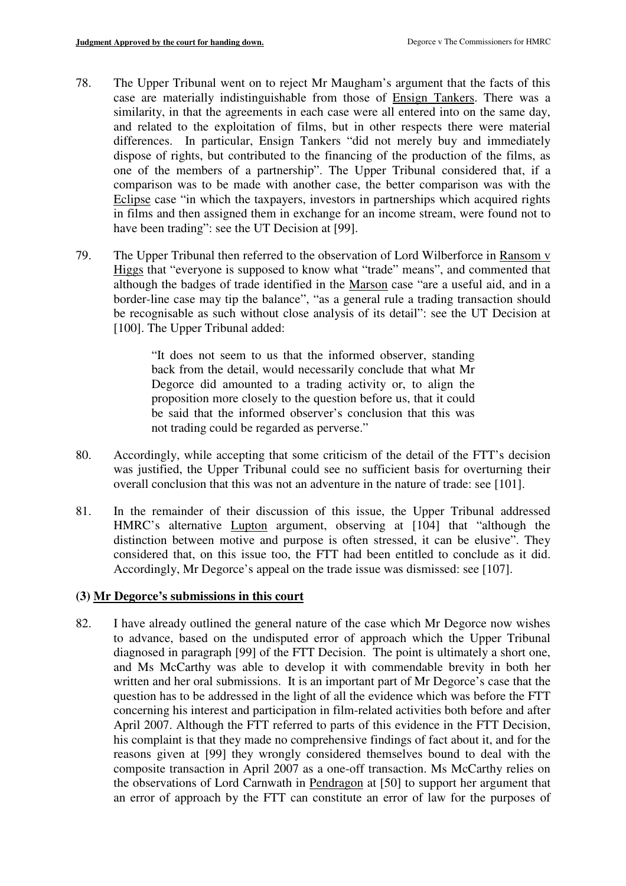78. The Upper Tribunal went on to reject Mr Maugham's argument that the facts of this case are materially indistinguishable from those of Ensign Tankers. There was a similarity, in that the agreements in each case were all entered into on the same day, and related to the exploitation of films, but in other respects there were material differences. In particular, Ensign Tankers "did not merely buy and immediately dispose of rights, but contributed to the financing of the production of the films, as one of the members of a partnership". The Upper Tribunal considered that, if a comparison was to be made with another case, the better comparison was with the Eclipse case "in which the taxpayers, investors in partnerships which acquired rights in films and then assigned them in exchange for an income stream, were found not to have been trading": see the UT Decision at [99].

79. The Upper Tribunal then referred to the observation of Lord Wilberforce in Ransom v Higgs that "everyone is supposed to know what "trade" means", and commented that although the badges of trade identified in the Marson case "are a useful aid, and in a border-line case may tip the balance", "as a general rule a trading transaction should be recognisable as such without close analysis of its detail": see the UT Decision at [100]. The Upper Tribunal added:

> "It does not seem to us that the informed observer, standing back from the detail, would necessarily conclude that what Mr Degorce did amounted to a trading activity or, to align the proposition more closely to the question before us, that it could be said that the informed observer's conclusion that this was not trading could be regarded as perverse."

80. Accordingly, while accepting that some criticism of the detail of the FTT's decision was justified, the Upper Tribunal could see no sufficient basis for overturning their overall conclusion that this was not an adventure in the nature of trade: see [101].

81. In the remainder of their discussion of this issue, the Upper Tribunal addressed HMRC's alternative Lupton argument, observing at [104] that "although the distinction between motive and purpose is often stressed, it can be elusive". They considered that, on this issue too, the FTT had been entitled to conclude as it did. Accordingly, Mr Degorce's appeal on the trade issue was dismissed: see [107].

### (3) Mr Degorce's submissions in this court

82. I have already outlined the general nature of the case which Mr Degorce now wishes to advance, based on the undisputed error of approach which the Upper Tribunal diagnosed in paragraph [99] of the FTT Decision. The point is ultimately a short one, and Ms McCarthy was able to develop it with commendable brevity in both her written and her oral submissions. It is an important part of Mr Degorce's case that the question has to be addressed in the light of all the evidence which was before the FTT concerning his interest and participation in film-related activities both before and after April 2007. Although the FTT referred to parts of this evidence in the FTT Decision, his complaint is that they made no comprehensive findings of fact about it, and for the reasons given at [99] they wrongly considered themselves bound to deal with the composite transaction in April 2007 as a one-off transaction. Ms McCarthy relies on the observations of Lord Carnwath in Pendragon at [50] to support her argument that an error of approach by the FTT can constitute an error of law for the purposes of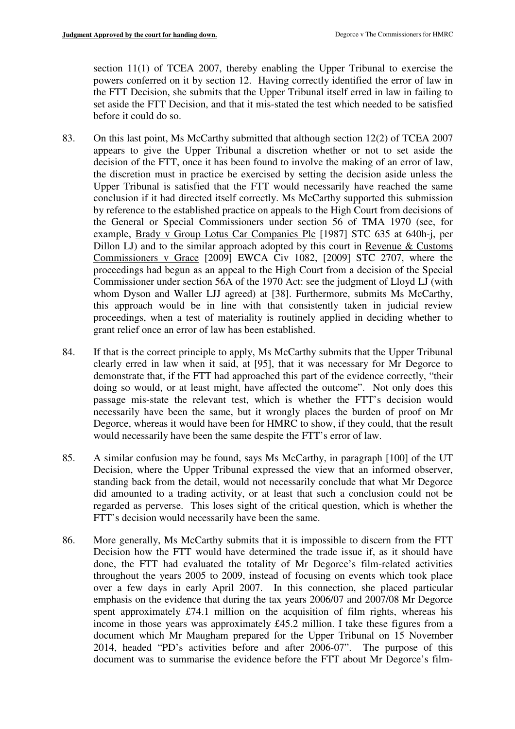section 11(1) of TCEA 2007, thereby enabling the Upper Tribunal to exercise the powers conferred on it by section 12. Having correctly identified the error of law in the FTT Decision, she submits that the Upper Tribunal itself erred in law in failing to set aside the FTT Decision, and that it mis-stated the test which needed to be satisfied before it could do so.

83. On this last point, Ms McCarthy submitted that although section 12(2) of TCEA 2007 appears to give the Upper Tribunal a discretion whether or not to set aside the decision of the FTT, once it has been found to involve the making of an error of law, the discretion must in practice be exercised by setting the decision aside unless the Upper Tribunal is satisfied that the FTT would necessarily have reached the same conclusion if it had directed itself correctly. Ms McCarthy supported this submission by reference to the established practice on appeals to the High Court from decisions of the General or Special Commissioners under section 56 of TMA 1970 (see, for example, Brady v Group Lotus Car Companies Plc [1987] STC 635 at 640h-j, per Dillon LJ) and to the similar approach adopted by this court in Revenue & Customs Commissioners v Grace [2009] EWCA Civ 1082, [2009] STC 2707, where the proceedings had begun as an appeal to the High Court from a decision of the Special Commissioner under section 56A of the 1970 Act: see the judgment of Lloyd LJ (with whom Dyson and Waller LJJ agreed) at [38]. Furthermore, submits Ms McCarthy, this approach would be in line with that consistently taken in judicial review proceedings, when a test of materiality is routinely applied in deciding whether to grant relief once an error of law has been established.

84. If that is the correct principle to apply, Ms McCarthy submits that the Upper Tribunal clearly erred in law when it said, at [95], that it was necessary for Mr Degorce to demonstrate that, if the FTT had approached this part of the evidence correctly, "their doing so would, or at least might, have affected the outcome". Not only does this passage mis-state the relevant test, which is whether the FTT's decision would necessarily have been the same, but it wrongly places the burden of proof on Mr Degorce, whereas it would have been for HMRC to show, if they could, that the result would necessarily have been the same despite the FTT's error of law.

85. A similar confusion may be found, says Ms McCarthy, in paragraph [100] of the UT Decision, where the Upper Tribunal expressed the view that an informed observer, standing back from the detail, would not necessarily conclude that what Mr Degorce did amounted to a trading activity, or at least that such a conclusion could not be regarded as perverse. This loses sight of the critical question, which is whether the FTT's decision would necessarily have been the same.

86. More generally, Ms McCarthy submits that it is impossible to discern from the FTT Decision how the FTT would have determined the trade issue if, as it should have done, the FTT had evaluated the totality of Mr Degorce's film-related activities throughout the years 2005 to 2009, instead of focusing on events which took place over a few days in early April 2007. In this connection, she placed particular emphasis on the evidence that during the tax years 2006/07 and 2007/08 Mr Degorce spent approximately £74.1 million on the acquisition of film rights, whereas his income in those years was approximately £45.2 million. I take these figures from a document which Mr Maugham prepared for the Upper Tribunal on 15 November 2014, headed "PD's activities before and after 2006-07". The purpose of this document was to summarise the evidence before the FTT about Mr Degorce's film-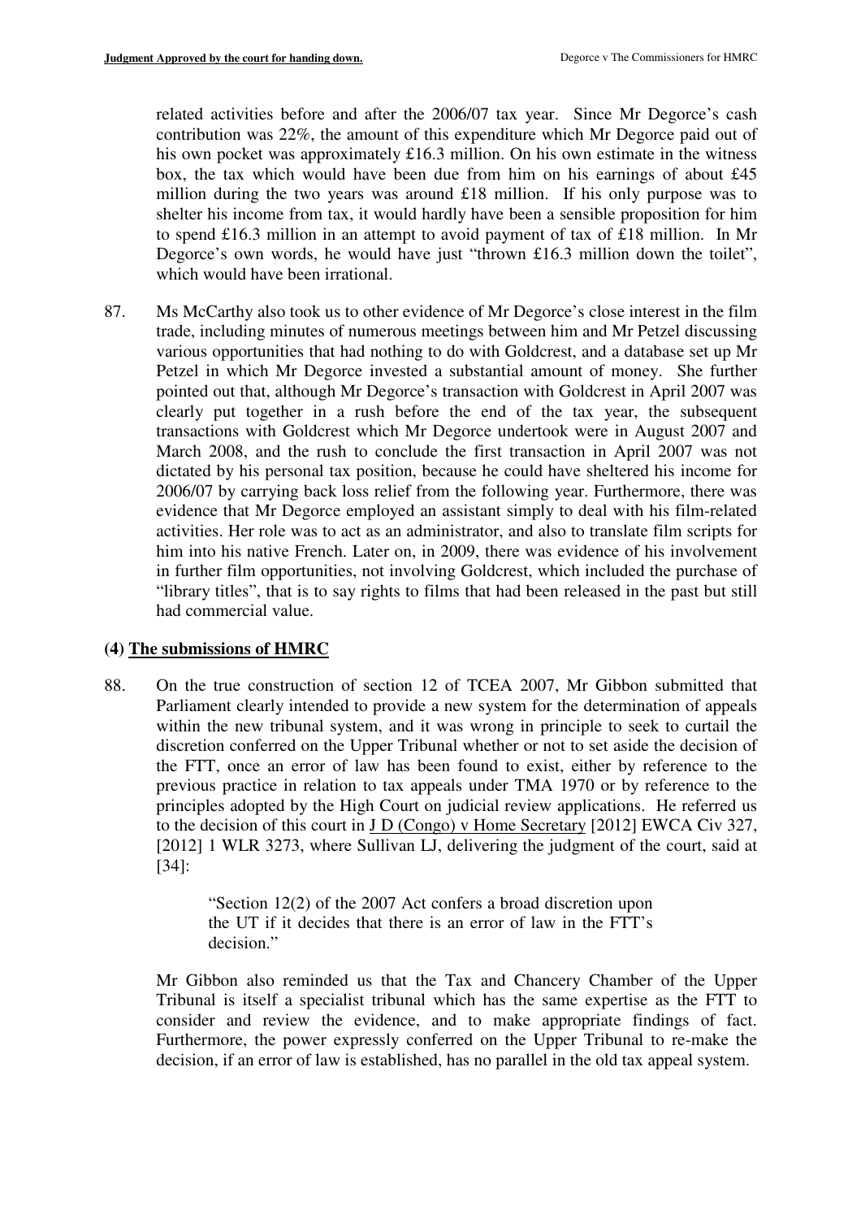related activities before and after the 2006/07 tax year. Since Mr Degorce's cash contribution was 22%, the amount of this expenditure which Mr Degorce paid out of his own pocket was approximately £16.3 million. On his own estimate in the witness box, the tax which would have been due from him on his earnings of about £45 million during the two years was around £18 million. If his only purpose was to shelter his income from tax, it would hardly have been a sensible proposition for him to spend £16.3 million in an attempt to avoid payment of tax of £18 million. In Mr Degorce's own words, he would have just "thrown £16.3 million down the toilet", which would have been irrational.

87. Ms McCarthy also took us to other evidence of Mr Degorce's close interest in the film trade, including minutes of numerous meetings between him and Mr Petzel discussing various opportunities that had nothing to do with Goldcrest, and a database set up Mr Petzel in which Mr Degorce invested a substantial amount of money. She further pointed out that, although Mr Degorce's transaction with Goldcrest in April 2007 was clearly put together in a rush before the end of the tax year, the subsequent transactions with Goldcrest which Mr Degorce undertook were in August 2007 and March 2008, and the rush to conclude the first transaction in April 2007 was not dictated by his personal tax position, because he could have sheltered his income for 2006/07 by carrying back loss relief from the following year. Furthermore, there was evidence that Mr Degorce employed an assistant simply to deal with his film-related activities. Her role was to act as an administrator, and also to translate film scripts for him into his native French. Later on, in 2009, there was evidence of his involvement in further film opportunities, not involving Goldcrest, which included the purchase of "library titles", that is to say rights to films that had been released in the past but still had commercial value.

## (4) The submissions of HMRC

88. On the true construction of section 12 of TCEA 2007, Mr Gibbon submitted that Parliament clearly intended to provide a new system for the determination of appeals within the new tribunal system, and it was wrong in principle to seek to curtail the discretion conferred on the Upper Tribunal whether or not to set aside the decision of the FTT, once an error of law has been found to exist, either by reference to the previous practice in relation to tax appeals under TMA 1970 or by reference to the principles adopted by the High Court on judicial review applications. He referred us to the decision of this court in J D (Congo) v Home Secretary [2012] EWCA Civ 327, [2012] 1 WLR 3273, where Sullivan LJ, delivering the judgment of the court, said at [34]:

> "Section 12(2) of the 2007 Act confers a broad discretion upon the UT if it decides that there is an error of law in the FTT's decision."

Mr Gibbon also reminded us that the Tax and Chancery Chamber of the Upper Tribunal is itself a specialist tribunal which has the same expertise as the FTT to consider and review the evidence, and to make appropriate findings of fact. Furthermore, the power expressly conferred on the Upper Tribunal to re-make the decision, if an error of law is established, has no parallel in the old tax appeal system.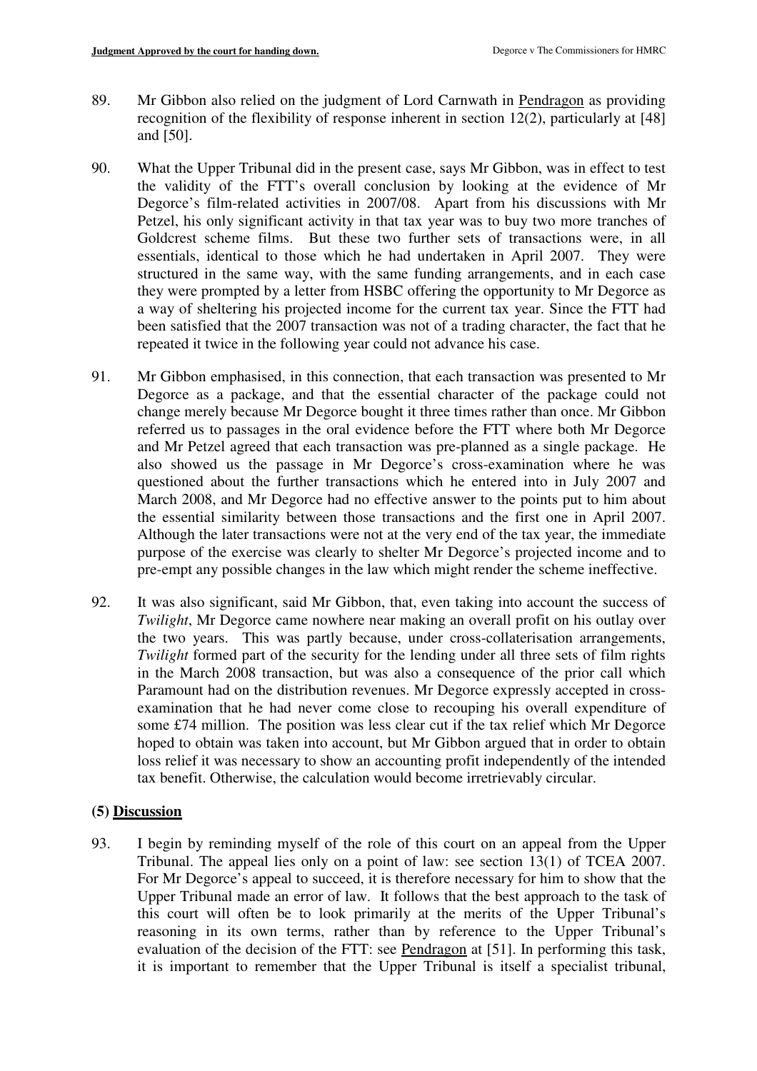89. Mr Gibbon also relied on the judgment of Lord Carnwath in Pendragon as providing recognition of the flexibility of response inherent in section 12(2), particularly at [48] and [50].

90. What the Upper Tribunal did in the present case, says Mr Gibbon, was in effect to test the validity of the FTT's overall conclusion by looking at the evidence of Mr Degorce's film-related activities in 2007/08. Apart from his discussions with Mr Petzel, his only significant activity in that tax year was to buy two more tranches of Goldcrest scheme films. But these two further sets of transactions were, in all essentials, identical to those which he had undertaken in April 2007. They were structured in the same way, with the same funding arrangements, and in each case they were prompted by a letter from HSBC offering the opportunity to Mr Degorce as a way of sheltering his projected income for the current tax year. Since the FTT had been satisfied that the 2007 transaction was not of a trading character, the fact that he repeated it twice in the following year could not advance his case.

91. Mr Gibbon emphasised, in this connection, that each transaction was presented to Mr Degorce as a package, and that the essential character of the package could not change merely because Mr Degorce bought it three times rather than once. Mr Gibbon referred us to passages in the oral evidence before the FTT where both Mr Degorce and Mr Petzel agreed that each transaction was pre-planned as a single package. He also showed us the passage in Mr Degorce's cross-examination where he was questioned about the further transactions which he entered into in July 2007 and March 2008, and Mr Degorce had no effective answer to the points put to him about the essential similarity between those transactions and the first one in April 2007. Although the later transactions were not at the very end of the tax year, the immediate purpose of the exercise was clearly to shelter Mr Degorce's projected income and to pre-empt any possible changes in the law which might render the scheme ineffective.

92. It was also significant, said Mr Gibbon, that, even taking into account the success of *Twilight*, Mr Degorce came nowhere near making an overall profit on his outlay over the two years. This was partly because, under cross-collaterisation arrangements, *Twilight* formed part of the security for the lending under all three sets of film rights in the March 2008 transaction, but was also a consequence of the prior call which Paramount had on the distribution revenues. Mr Degorce expressly accepted in cross-examination that he had never come close to recouping his overall expenditure of some £74 million. The position was less clear cut if the tax relief which Mr Degorce hoped to obtain was taken into account, but Mr Gibbon argued that in order to obtain loss relief it was necessary to show an accounting profit independently of the intended tax benefit. Otherwise, the calculation would become irretrievably circular.

## (5) Discussion

93. I begin by reminding myself of the role of this court on an appeal from the Upper Tribunal. The appeal lies only on a point of law: see section 13(1) of TCEA 2007. For Mr Degorce's appeal to succeed, it is therefore necessary for him to show that the Upper Tribunal made an error of law. It follows that the best approach to the task of this court will often be to look primarily at the merits of the Upper Tribunal's reasoning in its own terms, rather than by reference to the Upper Tribunal's evaluation of the decision of the FTT: see Pendragon at [51]. In performing this task, it is important to remember that the Upper Tribunal is itself a specialist tribunal,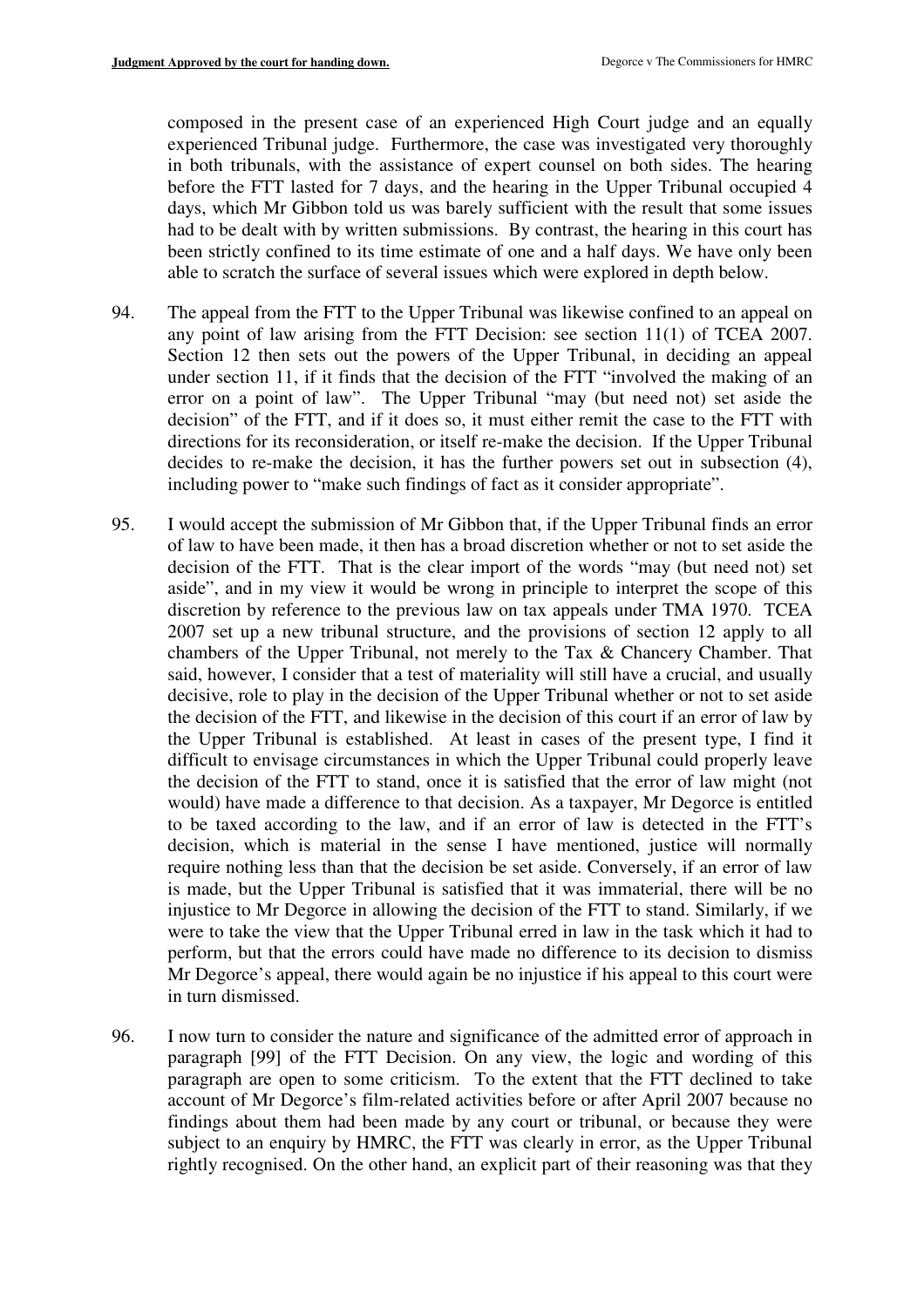composed in the present case of an experienced High Court judge and an equally experienced Tribunal judge. Furthermore, the case was investigated very thoroughly in both tribunals, with the assistance of expert counsel on both sides. The hearing before the FTT lasted for 7 days, and the hearing in the Upper Tribunal occupied 4 days, which Mr Gibbon told us was barely sufficient with the result that some issues had to be dealt with by written submissions. By contrast, the hearing in this court has been strictly confined to its time estimate of one and a half days. We have only been able to scratch the surface of several issues which were explored in depth below.

94. The appeal from the FTT to the Upper Tribunal was likewise confined to an appeal on any point of law arising from the FTT Decision: see section 11(1) of TCEA 2007. Section 12 then sets out the powers of the Upper Tribunal, in deciding an appeal under section 11, if it finds that the decision of the FTT "involved the making of an error on a point of law". The Upper Tribunal "may (but need not) set aside the decision" of the FTT, and if it does so, it must either remit the case to the FTT with directions for its reconsideration, or itself re-make the decision. If the Upper Tribunal decides to re-make the decision, it has the further powers set out in subsection (4), including power to "make such findings of fact as it consider appropriate".

95. I would accept the submission of Mr Gibbon that, if the Upper Tribunal finds an error of law to have been made, it then has a broad discretion whether or not to set aside the decision of the FTT. That is the clear import of the words "may (but need not) set aside", and in my view it would be wrong in principle to interpret the scope of this discretion by reference to the previous law on tax appeals under TMA 1970. TCEA 2007 set up a new tribunal structure, and the provisions of section 12 apply to all chambers of the Upper Tribunal, not merely to the Tax & Chancery Chamber. That said, however, I consider that a test of materiality will still have a crucial, and usually decisive, role to play in the decision of the Upper Tribunal whether or not to set aside the decision of the FTT, and likewise in the decision of this court if an error of law by the Upper Tribunal is established. At least in cases of the present type, I find it difficult to envisage circumstances in which the Upper Tribunal could properly leave the decision of the FTT to stand, once it is satisfied that the error of law might (not would) have made a difference to that decision. As a taxpayer, Mr Degorce is entitled to be taxed according to the law, and if an error of law is detected in the FTT's decision, which is material in the sense I have mentioned, justice will normally require nothing less than that the decision be set aside. Conversely, if an error of law is made, but the Upper Tribunal is satisfied that it was immaterial, there will be no injustice to Mr Degorce in allowing the decision of the FTT to stand. Similarly, if we were to take the view that the Upper Tribunal erred in law in the task which it had to perform, but that the errors could have made no difference to its decision to dismiss Mr Degorce's appeal, there would again be no injustice if his appeal to this court were in turn dismissed.

96. I now turn to consider the nature and significance of the admitted error of approach in paragraph [99] of the FTT Decision. On any view, the logic and wording of this paragraph are open to some criticism. To the extent that the FTT declined to take account of Mr Degorce's film-related activities before or after April 2007 because no findings about them had been made by any court or tribunal, or because they were subject to an enquiry by HMRC, the FTT was clearly in error, as the Upper Tribunal rightly recognised. On the other hand, an explicit part of their reasoning was that they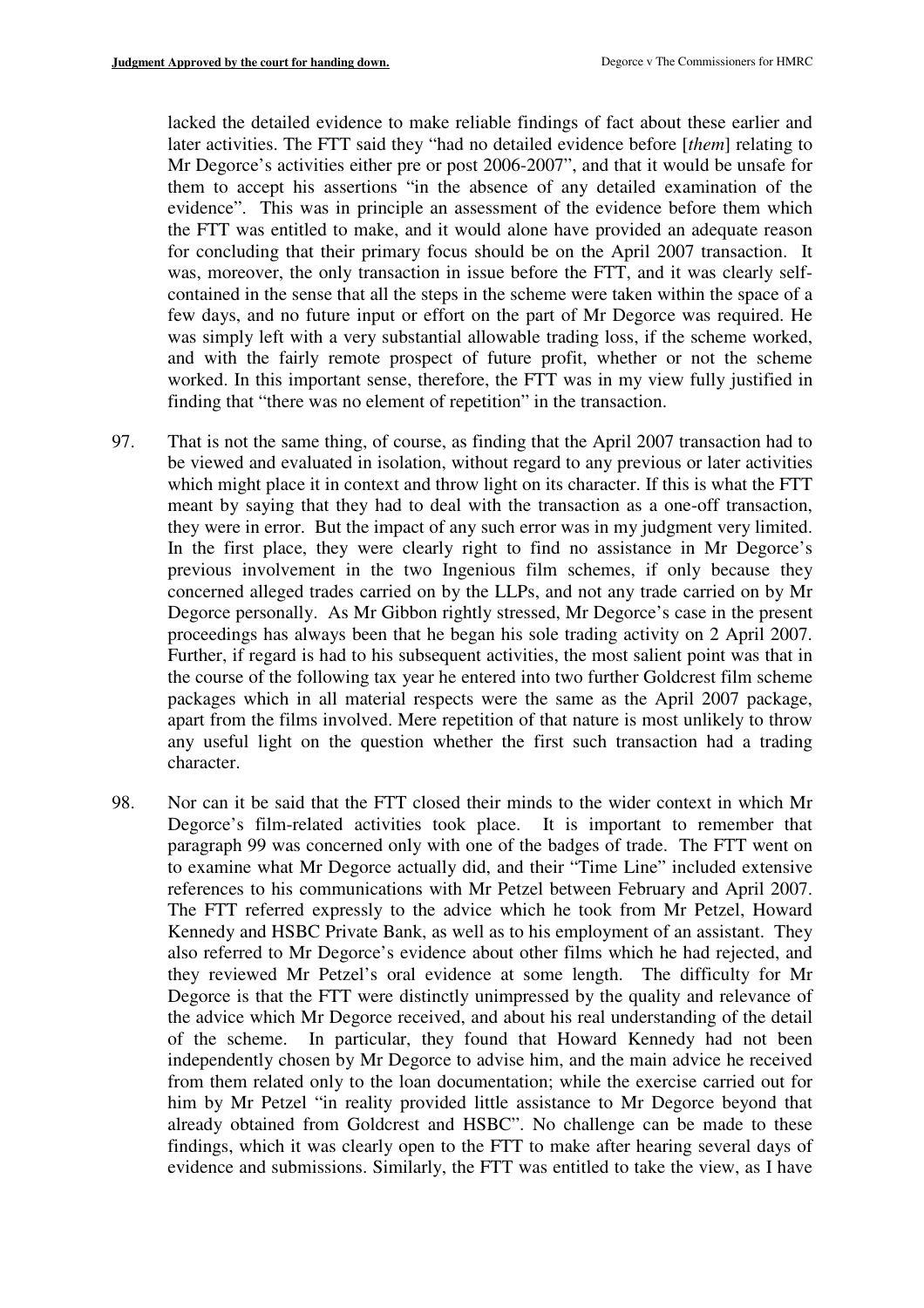lacked the detailed evidence to make reliable findings of fact about these earlier and later activities. The FTT said they "had no detailed evidence before [*them*] relating to Mr Degorce's activities either pre or post 2006-2007", and that it would be unsafe for them to accept his assertions "in the absence of any detailed examination of the evidence". This was in principle an assessment of the evidence before them which the FTT was entitled to make, and it would alone have provided an adequate reason for concluding that their primary focus should be on the April 2007 transaction. It was, moreover, the only transaction in issue before the FTT, and it was clearly self-contained in the sense that all the steps in the scheme were taken within the space of a few days, and no future input or effort on the part of Mr Degorce was required. He was simply left with a very substantial allowable trading loss, if the scheme worked, and with the fairly remote prospect of future profit, whether or not the scheme worked. In this important sense, therefore, the FTT was in my view fully justified in finding that "there was no element of repetition" in the transaction.

97. That is not the same thing, of course, as finding that the April 2007 transaction had to be viewed and evaluated in isolation, without regard to any previous or later activities which might place it in context and throw light on its character. If this is what the FTT meant by saying that they had to deal with the transaction as a one-off transaction, they were in error. But the impact of any such error was in my judgment very limited. In the first place, they were clearly right to find no assistance in Mr Degorce's previous involvement in the two Ingenious film schemes, if only because they concerned alleged trades carried on by the LLPs, and not any trade carried on by Mr Degorce personally. As Mr Gibbon rightly stressed, Mr Degorce's case in the present proceedings has always been that he began his sole trading activity on 2 April 2007. Further, if regard is had to his subsequent activities, the most salient point was that in the course of the following tax year he entered into two further Goldcrest film scheme packages which in all material respects were the same as the April 2007 package, apart from the films involved. Mere repetition of that nature is most unlikely to throw any useful light on the question whether the first such transaction had a trading character.

98. Nor can it be said that the FTT closed their minds to the wider context in which Mr Degorce's film-related activities took place. It is important to remember that paragraph 99 was concerned only with one of the badges of trade. The FTT went on to examine what Mr Degorce actually did, and their "Time Line" included extensive references to his communications with Mr Petzel between February and April 2007. The FTT referred expressly to the advice which he took from Mr Petzel, Howard Kennedy and HSBC Private Bank, as well as to his employment of an assistant. They also referred to Mr Degorce's evidence about other films which he had rejected, and they reviewed Mr Petzel's oral evidence at some length. The difficulty for Mr Degorce is that the FTT were distinctly unimpressed by the quality and relevance of the advice which Mr Degorce received, and about his real understanding of the detail of the scheme. In particular, they found that Howard Kennedy had not been independently chosen by Mr Degorce to advise him, and the main advice he received from them related only to the loan documentation; while the exercise carried out for him by Mr Petzel "in reality provided little assistance to Mr Degorce beyond that already obtained from Goldcrest and HSBC". No challenge can be made to these findings, which it was clearly open to the FTT to make after hearing several days of evidence and submissions. Similarly, the FTT was entitled to take the view, as I have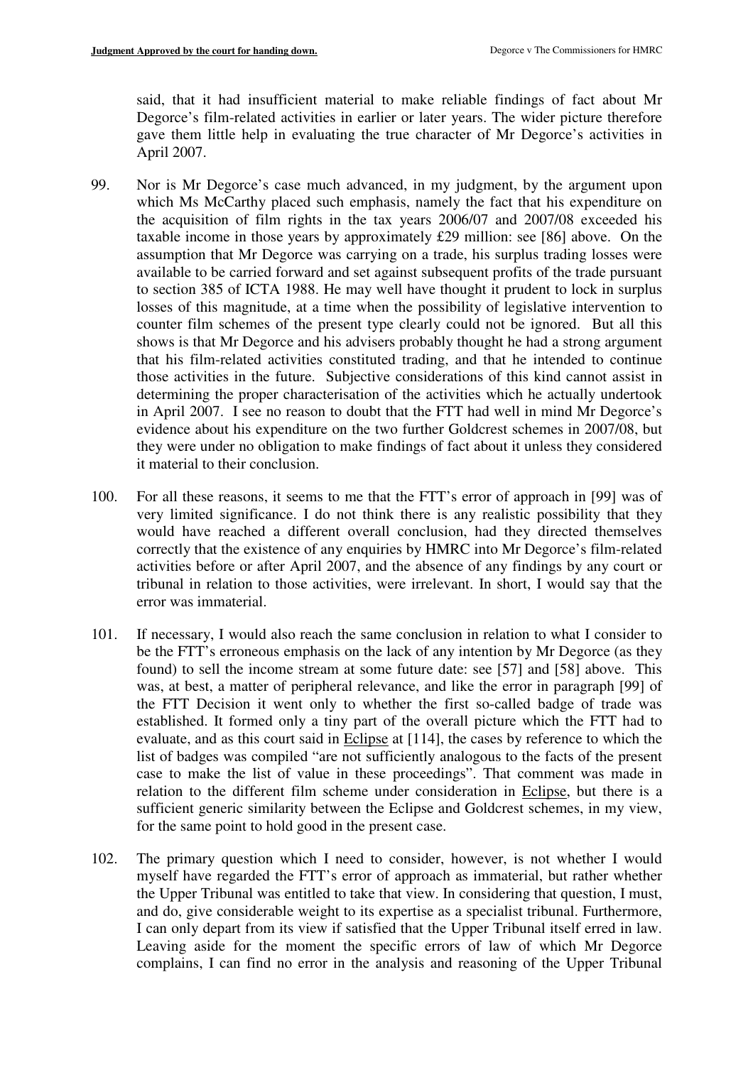said, that it had insufficient material to make reliable findings of fact about Mr Degorce's film-related activities in earlier or later years. The wider picture therefore gave them little help in evaluating the true character of Mr Degorce's activities in April 2007.

99. Nor is Mr Degorce's case much advanced, in my judgment, by the argument upon which Ms McCarthy placed such emphasis, namely the fact that his expenditure on the acquisition of film rights in the tax years 2006/07 and 2007/08 exceeded his taxable income in those years by approximately £29 million: see [86] above. On the assumption that Mr Degorce was carrying on a trade, his surplus trading losses were available to be carried forward and set against subsequent profits of the trade pursuant to section 385 of ICTA 1988. He may well have thought it prudent to lock in surplus losses of this magnitude, at a time when the possibility of legislative intervention to counter film schemes of the present type clearly could not be ignored. But all this shows is that Mr Degorce and his advisers probably thought he had a strong argument that his film-related activities constituted trading, and that he intended to continue those activities in the future. Subjective considerations of this kind cannot assist in determining the proper characterisation of the activities which he actually undertook in April 2007. I see no reason to doubt that the FTT had well in mind Mr Degorce's evidence about his expenditure on the two further Goldcrest schemes in 2007/08, but they were under no obligation to make findings of fact about it unless they considered it material to their conclusion.

100. For all these reasons, it seems to me that the FTT's error of approach in [99] was of very limited significance. I do not think there is any realistic possibility that they would have reached a different overall conclusion, had they directed themselves correctly that the existence of any enquiries by HMRC into Mr Degorce's film-related activities before or after April 2007, and the absence of any findings by any court or tribunal in relation to those activities, were irrelevant. In short, I would say that the error was immaterial.

101. If necessary, I would also reach the same conclusion in relation to what I consider to be the FTT's erroneous emphasis on the lack of any intention by Mr Degorce (as they found) to sell the income stream at some future date: see [57] and [58] above. This was, at best, a matter of peripheral relevance, and like the error in paragraph [99] of the FTT Decision it went only to whether the first so-called badge of trade was established. It formed only a tiny part of the overall picture which the FTT had to evaluate, and as this court said in Eclipse at [114], the cases by reference to which the list of badges was compiled "are not sufficiently analogous to the facts of the present case to make the list of value in these proceedings". That comment was made in relation to the different film scheme under consideration in Eclipse, but there is a sufficient generic similarity between the Eclipse and Goldcrest schemes, in my view, for the same point to hold good in the present case.

102. The primary question which I need to consider, however, is not whether I would myself have regarded the FTT's error of approach as immaterial, but rather whether the Upper Tribunal was entitled to take that view. In considering that question, I must, and do, give considerable weight to its expertise as a specialist tribunal. Furthermore, I can only depart from its view if satisfied that the Upper Tribunal itself erred in law. Leaving aside for the moment the specific errors of law of which Mr Degorce complains, I can find no error in the analysis and reasoning of the Upper Tribunal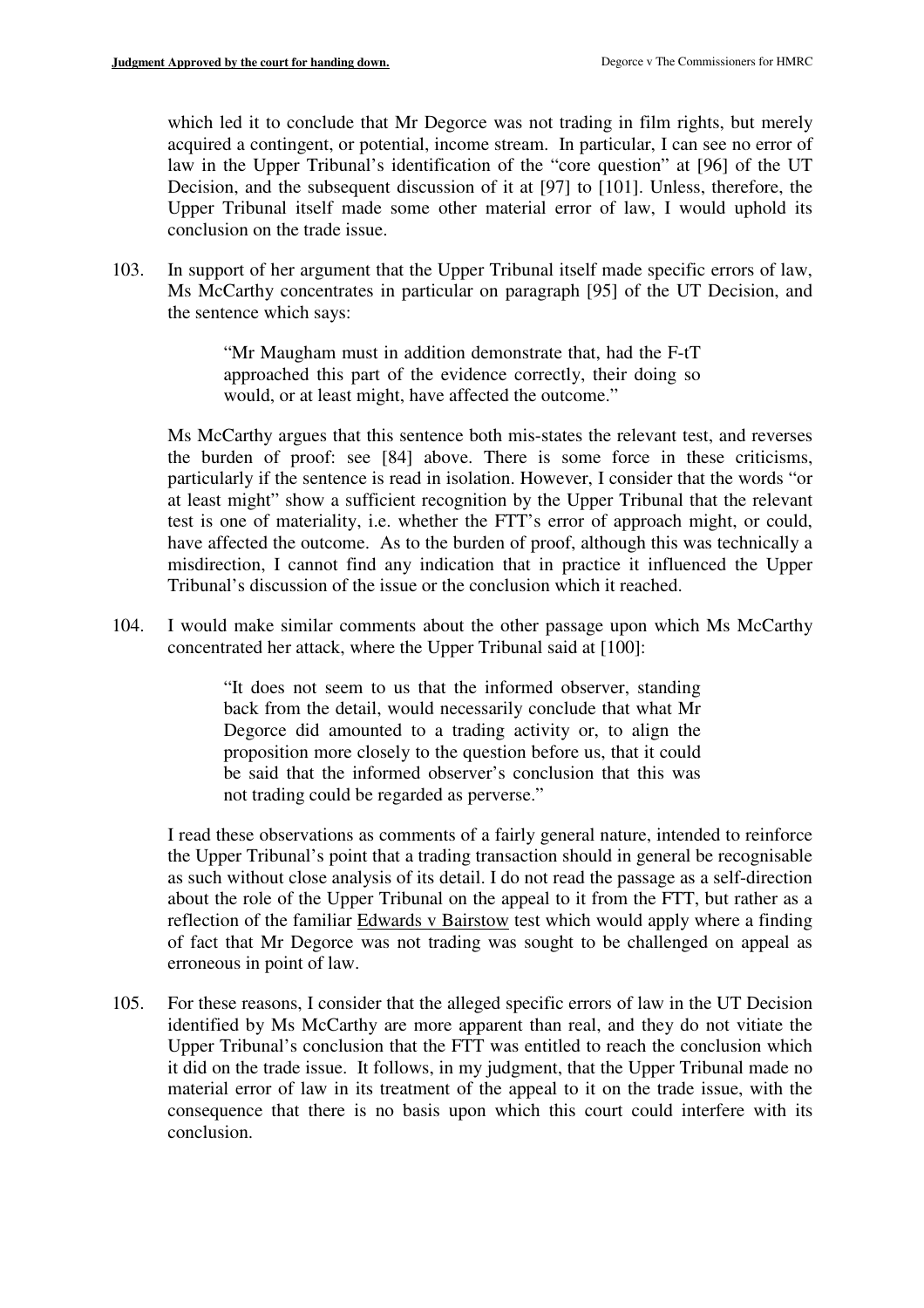which led it to conclude that Mr Degorce was not trading in film rights, but merely acquired a contingent, or potential, income stream. In particular, I can see no error of law in the Upper Tribunal's identification of the "core question" at [96] of the UT Decision, and the subsequent discussion of it at [97] to [101]. Unless, therefore, the Upper Tribunal itself made some other material error of law, I would uphold its conclusion on the trade issue.

103. In support of her argument that the Upper Tribunal itself made specific errors of law, Ms McCarthy concentrates in particular on paragraph [95] of the UT Decision, and the sentence which says:

> "Mr Maugham must in addition demonstrate that, had the F-tT approached this part of the evidence correctly, their doing so would, or at least might, have affected the outcome."

Ms McCarthy argues that this sentence both mis-states the relevant test, and reverses the burden of proof: see [84] above. There is some force in these criticisms, particularly if the sentence is read in isolation. However, I consider that the words "or at least might" show a sufficient recognition by the Upper Tribunal that the relevant test is one of materiality, i.e. whether the FTT's error of approach might, or could, have affected the outcome. As to the burden of proof, although this was technically a misdirection, I cannot find any indication that in practice it influenced the Upper Tribunal's discussion of the issue or the conclusion which it reached.

104. I would make similar comments about the other passage upon which Ms McCarthy concentrated her attack, where the Upper Tribunal said at [100]:

> "It does not seem to us that the informed observer, standing back from the detail, would necessarily conclude that what Mr Degorce did amounted to a trading activity or, to align the proposition more closely to the question before us, that it could be said that the informed observer's conclusion that this was not trading could be regarded as perverse."

I read these observations as comments of a fairly general nature, intended to reinforce the Upper Tribunal's point that a trading transaction should in general be recognisable as such without close analysis of its detail. I do not read the passage as a self-direction about the role of the Upper Tribunal on the appeal to it from the FTT, but rather as a reflection of the familiar Edwards v Bairstow test which would apply where a finding of fact that Mr Degorce was not trading was sought to be challenged on appeal as erroneous in point of law.

105. For these reasons, I consider that the alleged specific errors of law in the UT Decision identified by Ms McCarthy are more apparent than real, and they do not vitiate the Upper Tribunal's conclusion that the FTT was entitled to reach the conclusion which it did on the trade issue. It follows, in my judgment, that the Upper Tribunal made no material error of law in its treatment of the appeal to it on the trade issue, with the consequence that there is no basis upon which this court could interfere with its conclusion.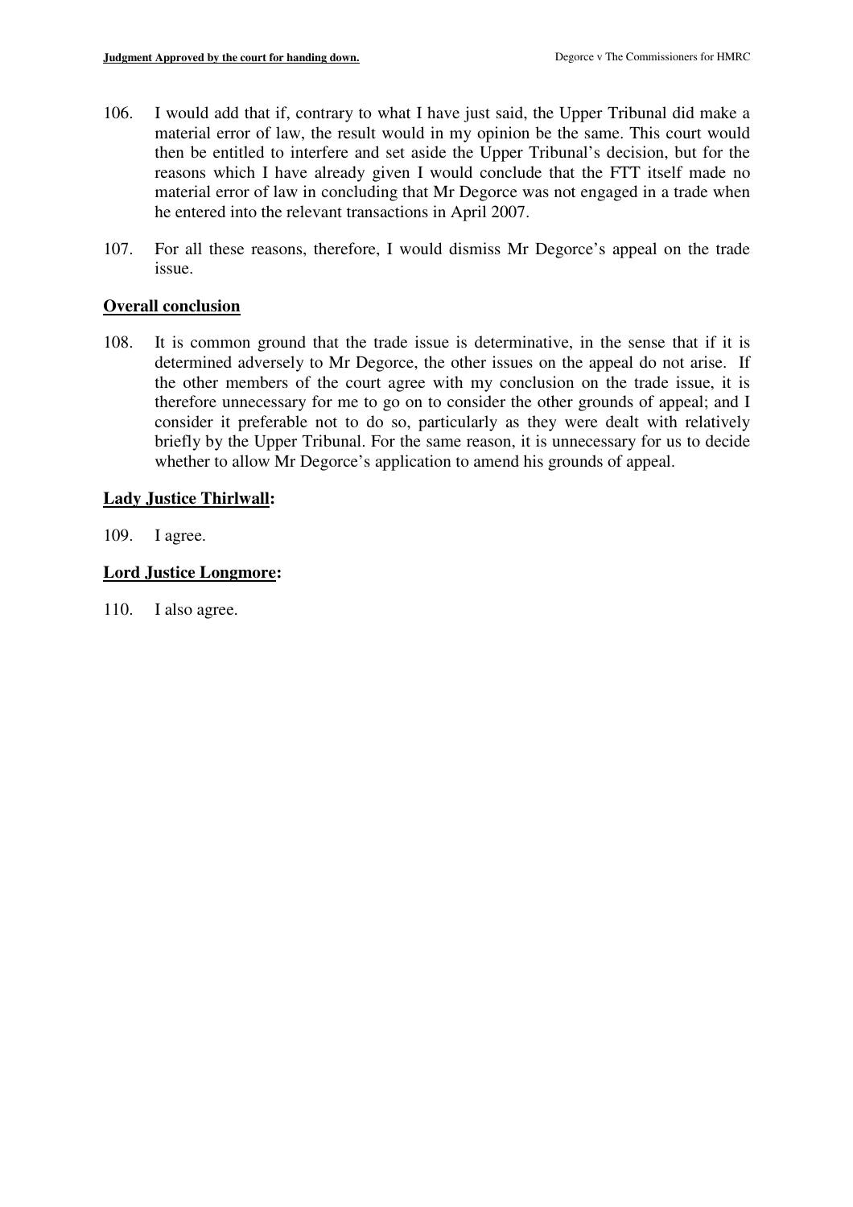106. I would add that if, contrary to what I have just said, the Upper Tribunal did make a material error of law, the result would in my opinion be the same. This court would then be entitled to interfere and set aside the Upper Tribunal's decision, but for the reasons which I have already given I would conclude that the FTT itself made no material error of law in concluding that Mr Degorce was not engaged in a trade when he entered into the relevant transactions in April 2007.

107. For all these reasons, therefore, I would dismiss Mr Degorce's appeal on the trade issue.

## Overall conclusion

108. It is common ground that the trade issue is determinative, in the sense that if it is determined adversely to Mr Degorce, the other issues on the appeal do not arise. If the other members of the court agree with my conclusion on the trade issue, it is therefore unnecessary for me to go on to consider the other grounds of appeal; and I consider it preferable not to do so, particularly as they were dealt with relatively briefly by the Upper Tribunal. For the same reason, it is unnecessary for us to decide whether to allow Mr Degorce's application to amend his grounds of appeal.

## Lady Justice Thirlwall:

109. I agree.

## Lord Justice Longmore:

110. I also agree.